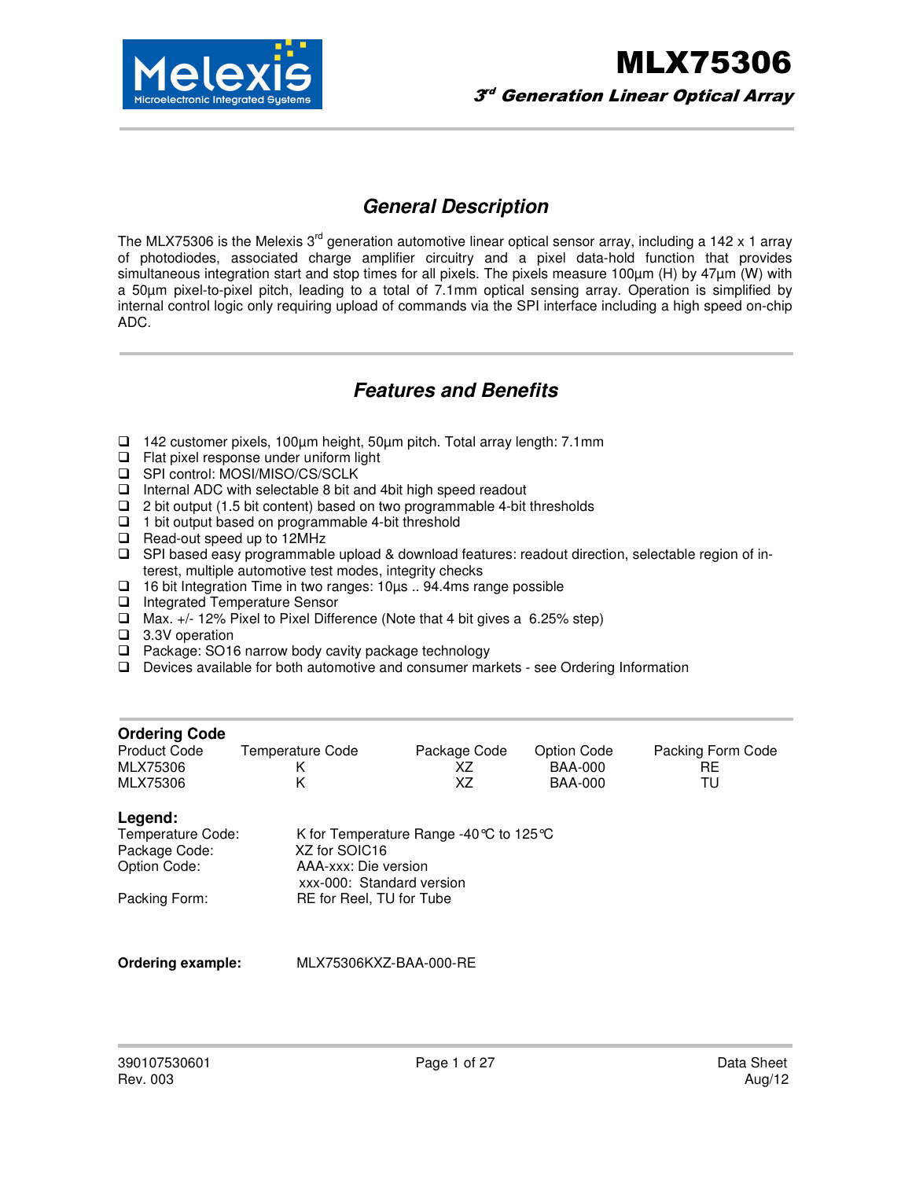# MLX75306

***3rd Generation Linear Optical Array***

## *General Description*

The MLX75306 is the Melexis 3rd generation automotive linear optical sensor array, including a 142 x 1 array of photodiodes, associated charge amplifier circuitry and a pixel data-hold function that provides simultaneous integration start and stop times for all pixels. The pixels measure 100µm (H) by 47µm (W) with a 50µm pixel-to-pixel pitch, leading to a total of 7.1mm optical sensing array. Operation is simplified by internal control logic only requiring upload of commands via the SPI interface including a high speed on-chip ADC.

## *Features and Benefits*

- 142 customer pixels, 100µm height, 50µm pitch. Total array length: 7.1mm
- Flat pixel response under uniform light
- SPI control: MOSI/MISO/CS/SCLK
- Internal ADC with selectable 8 bit and 4bit high speed readout
- 2 bit output (1.5 bit content) based on two programmable 4-bit thresholds
- 1 bit output based on programmable 4-bit threshold
- Read-out speed up to 12MHz
- SPI based easy programmable upload & download features: readout direction, selectable region of interest, multiple automotive test modes, integrity checks
- 16 bit Integration Time in two ranges: 10µs .. 94.4ms range possible
- Integrated Temperature Sensor
- Max. +/- 12% Pixel to Pixel Difference (Note that 4 bit gives a 6.25% step)
- 3.3V operation
- Package: SO16 narrow body cavity package technology
- Devices available for both automotive and consumer markets - see Ordering Information

### Ordering Code

| Product Code | Temperature Code | Package Code | Option Code | Packing Form Code |
|---|---|---|---|---|
| MLX75306 | K | XZ | BAA-000 | RE |
| MLX75306 | K | XZ | BAA-000 | TU |

### Legend:

| | |
|---|---|
| Temperature Code: | K for Temperature Range -40°C to 125°C |
| Package Code: | XZ for SOIC16 |
| Option Code: | AAA-xxx: Die version<br>xxx-000: Standard version |
| Packing Form: | RE for Reel, TU for Tube |

**Ordering example:** MLX75306KXZ-BAA-000-RE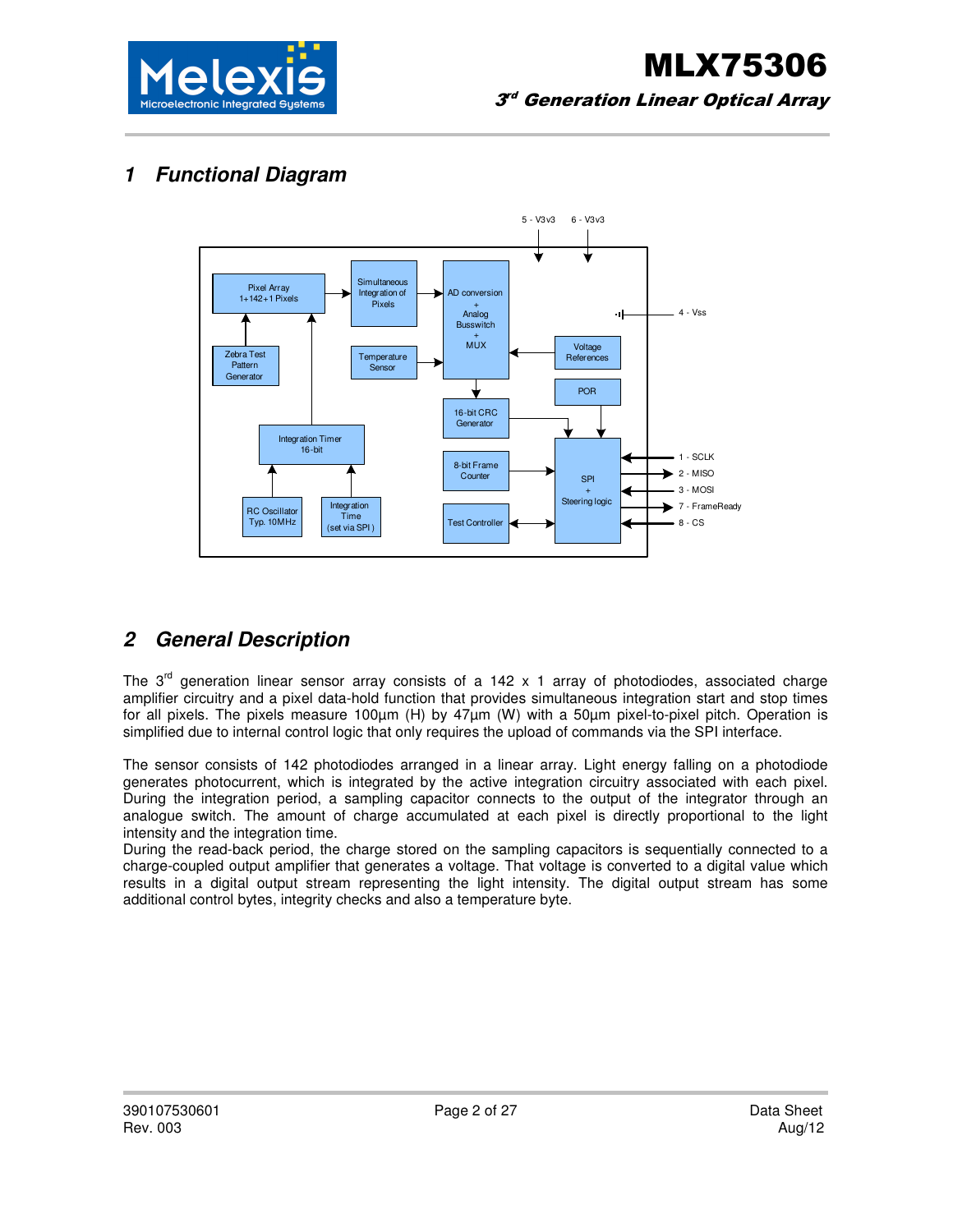# 1 Functional Diagram

# 2 General Description

The 3rd generation linear sensor array consists of a 142 x 1 array of photodiodes, associated charge amplifier circuitry and a pixel data-hold function that provides simultaneous integration start and stop times for all pixels. The pixels measure 100µm (H) by 47µm (W) with a 50µm pixel-to-pixel pitch. Operation is simplified due to internal control logic that only requires the upload of commands via the SPI interface.

The sensor consists of 142 photodiodes arranged in a linear array. Light energy falling on a photodiode generates photocurrent, which is integrated by the active integration circuitry associated with each pixel. During the integration period, a sampling capacitor connects to the output of the integrator through an analogue switch. The amount of charge accumulated at each pixel is directly proportional to the light intensity and the integration time.
During the read-back period, the charge stored on the sampling capacitors is sequentially connected to a charge-coupled output amplifier that generates a voltage. That voltage is converted to a digital value which results in a digital output stream representing the light intensity. The digital output stream has some additional control bytes, integrity checks and also a temperature byte.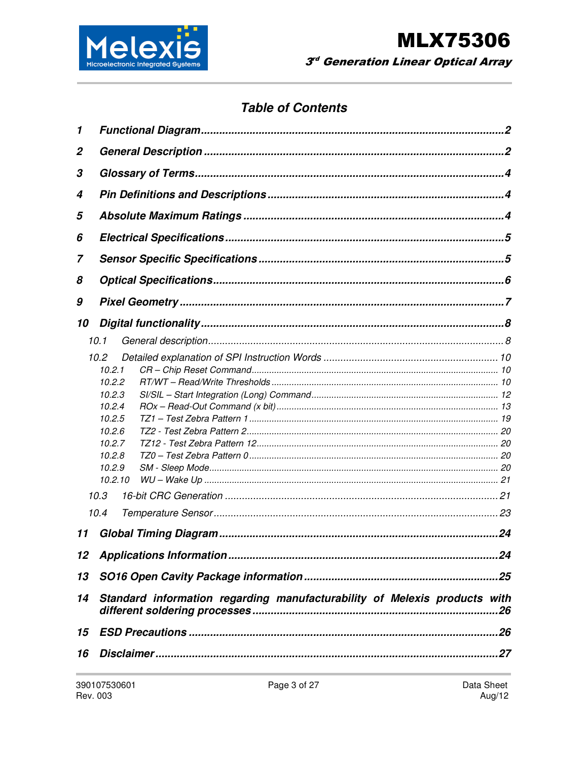## Table of Contents

1 Functional Diagram ..... 2

2 General Description ..... 2

3 Glossary of Terms ..... 4

4 Pin Definitions and Descriptions ..... 4

5 Absolute Maximum Ratings ..... 4

6 Electrical Specifications ..... 5

7 Sensor Specific Specifications ..... 5

8 Optical Specifications ..... 6

9 Pixel Geometry ..... 7

10 Digital functionality ..... 8

- 10.1 General description ..... 8
- 10.2 Detailed explanation of SPI Instruction Words ..... 10
  - 10.2.1 CR – Chip Reset Command ..... 10
  - 10.2.2 RT/WT – Read/Write Thresholds ..... 10
  - 10.2.3 SI/SIL – Start Integration (Long) Command ..... 12
  - 10.2.4 ROx – Read-Out Command (x bit) ..... 13
  - 10.2.5 TZ1 – Test Zebra Pattern 1 ..... 19
  - 10.2.6 TZ2 - Test Zebra Pattern 2 ..... 20
  - 10.2.7 TZ12 - Test Zebra Pattern 12 ..... 20
  - 10.2.8 TZ0 – Test Zebra Pattern 0 ..... 20
  - 10.2.9 SM - Sleep Mode ..... 20
  - 10.2.10 WU – Wake Up ..... 21
- 10.3 16-bit CRC Generation ..... 21
- 10.4 Temperature Sensor ..... 23

11 Global Timing Diagram ..... 24

12 Applications Information ..... 24

13 SO16 Open Cavity Package information ..... 25

14 Standard information regarding manufacturability of Melexis products with different soldering processes ..... 26

15 ESD Precautions ..... 26

16 Disclaimer ..... 27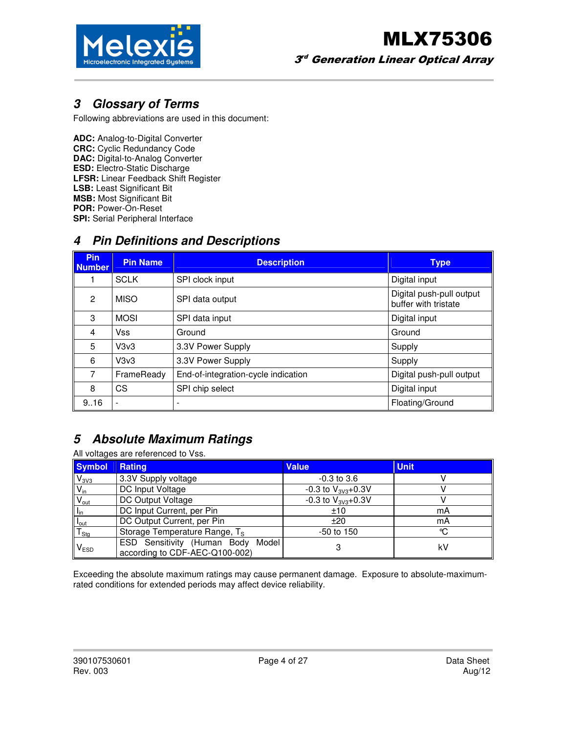## 3 Glossary of Terms

Following abbreviations are used in this document:

**ADC:** Analog-to-Digital Converter
**CRC:** Cyclic Redundancy Code
**DAC:** Digital-to-Analog Converter
**ESD:** Electro-Static Discharge
**LFSR:** Linear Feedback Shift Register
**LSB:** Least Significant Bit
**MSB:** Most Significant Bit
**POR:** Power-On-Reset
**SPI:** Serial Peripheral Interface

## 4 Pin Definitions and Descriptions

| Pin Number | Pin Name | Description | Type |
|---|---|---|---|
| 1 | SCLK | SPI clock input | Digital input |
| 2 | MISO | SPI data output | Digital push-pull output buffer with tristate |
| 3 | MOSI | SPI data input | Digital input |
| 4 | Vss | Ground | Ground |
| 5 | V3v3 | 3.3V Power Supply | Supply |
| 6 | V3v3 | 3.3V Power Supply | Supply |
| 7 | FrameReady | End-of-integration-cycle indication | Digital push-pull output |
| 8 | CS | SPI chip select | Digital input |
| 9..16 | - | - | Floating/Ground |

## 5 Absolute Maximum Ratings

All voltages are referenced to Vss.

| Symbol | Rating | Value | Unit |
|---|---|---|---|
| $V_{3V3}$ | 3.3V Supply voltage | -0.3 to 3.6 | V |
| $V_{in}$ | DC Input Voltage | -0.3 to $V_{3V3}$+0.3V | V |
| $V_{out}$ | DC Output Voltage | -0.3 to $V_{3V3}$+0.3V | V |
| $I_{in}$ | DC Input Current, per Pin | ±10 | mA |
| $I_{out}$ | DC Output Current, per Pin | ±20 | mA |
| $T_{Stg}$ | Storage Temperature Range, $T_S$ | -50 to 150 | °C |
| $V_{ESD}$ | ESD Sensitivity (Human Body Model according to CDF-AEC-Q100-002) | 3 | kV |

Exceeding the absolute maximum ratings may cause permanent damage. Exposure to absolute-maximum-rated conditions for extended periods may affect device reliability.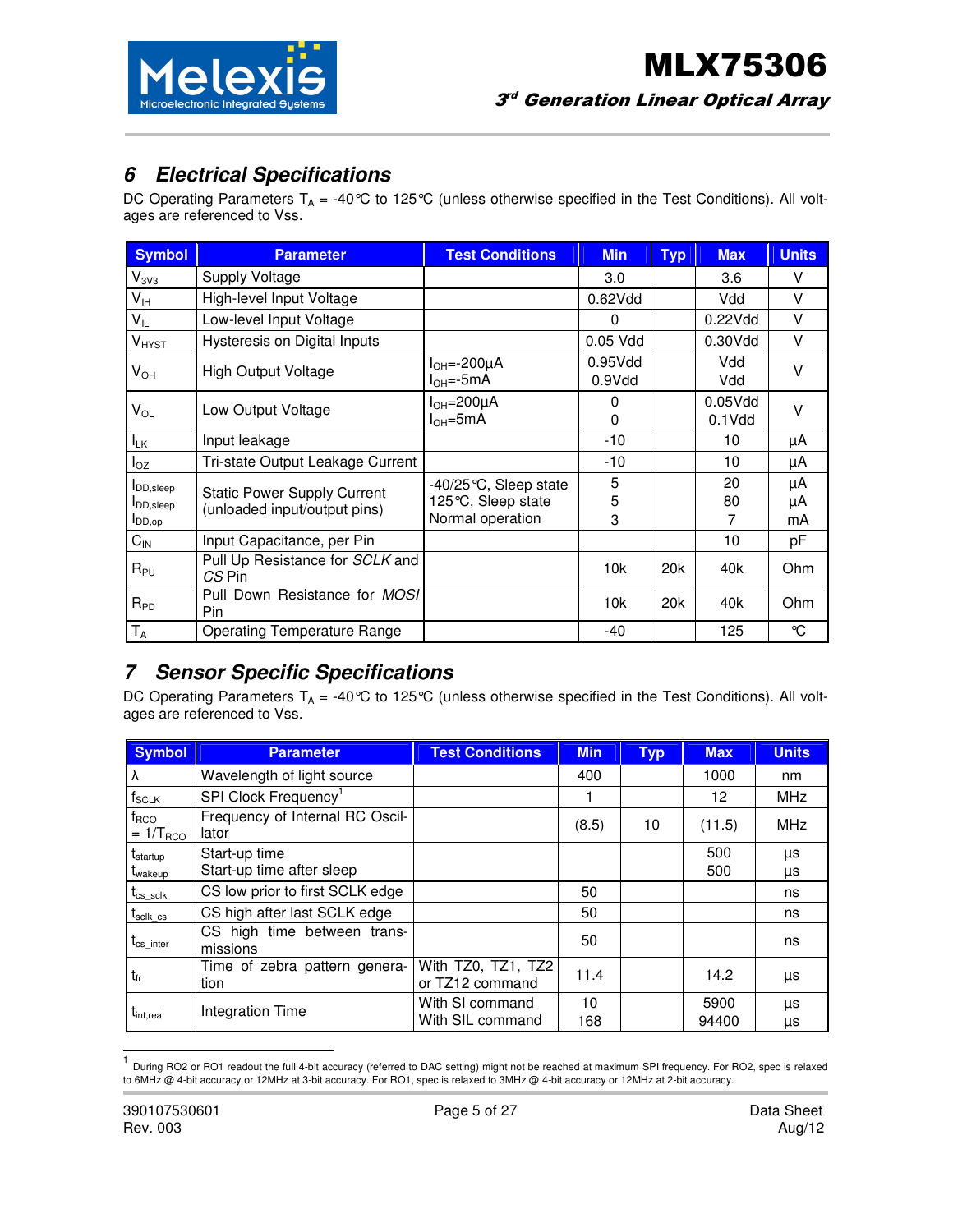## 6 Electrical Specifications

DC Operating Parameters $T_A$ = -40℃ to 125℃ (unless otherwise specified in the Test Conditions). All voltages are referenced to Vss.

| Symbol | Parameter | Test Conditions | Min | Typ | Max | Units |
|---|---|---|---|---|---|---|
| $V_{3V3}$ | Supply Voltage | | 3.0 | | 3.6 | V |
| $V_{IH}$ | High-level Input Voltage | | 0.62Vdd | | Vdd | V |
| $V_{IL}$ | Low-level Input Voltage | | 0 | | 0.22Vdd | V |
| $V_{HYST}$ | Hysteresis on Digital Inputs | | 0.05 Vdd | | 0.30Vdd | V |
| $V_{OH}$ | High Output Voltage | $I_{OH}$=-200µA<br>$I_{OH}$=-5mA | 0.95Vdd<br>0.9Vdd | | Vdd<br>Vdd | V |
| $V_{OL}$ | Low Output Voltage | $I_{OH}$=200µA<br>$I_{OH}$=5mA | 0<br>0 | | 0.05Vdd<br>0.1Vdd | V |
| $I_{LK}$ | Input leakage | | -10 | | 10 | µA |
| $I_{OZ}$ | Tri-state Output Leakage Current | | -10 | | 10 | µA |
| $I_{DD,sleep}$<br>$I_{DD,sleep}$<br>$I_{DD,op}$ | Static Power Supply Current (unloaded input/output pins) | -40/25℃, Sleep state<br>125℃, Sleep state<br>Normal operation | 5<br>5<br>3 | | 20<br>80<br>7 | µA<br>µA<br>mA |
| $C_{IN}$ | Input Capacitance, per Pin | | | | 10 | pF |
| $R_{PU}$ | Pull Up Resistance for *SCLK* and *CS* Pin | | 10k | 20k | 40k | Ohm |
| $R_{PD}$ | Pull Down Resistance for *MOSI* Pin | | 10k | 20k | 40k | Ohm |
| $T_A$ | Operating Temperature Range | | -40 | | 125 | ℃ |

## 7 Sensor Specific Specifications

DC Operating Parameters $T_A$ = -40℃ to 125℃ (unless otherwise specified in the Test Conditions). All voltages are referenced to Vss.

| Symbol | Parameter | Test Conditions | Min | Typ | Max | Units |
|---|---|---|---|---|---|---|
| $\lambda$ | Wavelength of light source | | 400 | | 1000 | nm |
| $f_{SCLK}$ | SPI Clock Frequency[1] | | 1 | | 12 | MHz |
| $f_{RCO}$ = $1/T_{RCO}$ | Frequency of Internal RC Oscillator | | (8.5) | 10 | (11.5) | MHz |
| $t_{startup}$<br>$t_{wakeup}$ | Start-up time<br>Start-up time after sleep | | | | 500<br>500 | µs<br>µs |
| $t_{cs\_sclk}$ | CS low prior to first SCLK edge | | 50 | | | ns |
| $t_{sclk\_cs}$ | CS high after last SCLK edge | | 50 | | | ns |
| $t_{cs\_inter}$ | CS high time between transmissions | | 50 | | | ns |
| $t_{fr}$ | Time of zebra pattern generation | With TZ0, TZ1, TZ2 or TZ12 command | 11.4 | | 14.2 | µs |
| $t_{int,real}$ | Integration Time | With SI command<br>With SIL command | 10<br>168 | | 5900<br>94400 | µs<br>µs |

[1] During RO2 or RO1 readout the full 4-bit accuracy (referred to DAC setting) might not be reached at maximum SPI frequency. For RO2, spec is relaxed to 6MHz @ 4-bit accuracy or 12MHz at 3-bit accuracy. For RO1, spec is relaxed to 3MHz @ 4-bit accuracy or 12MHz at 2-bit accuracy.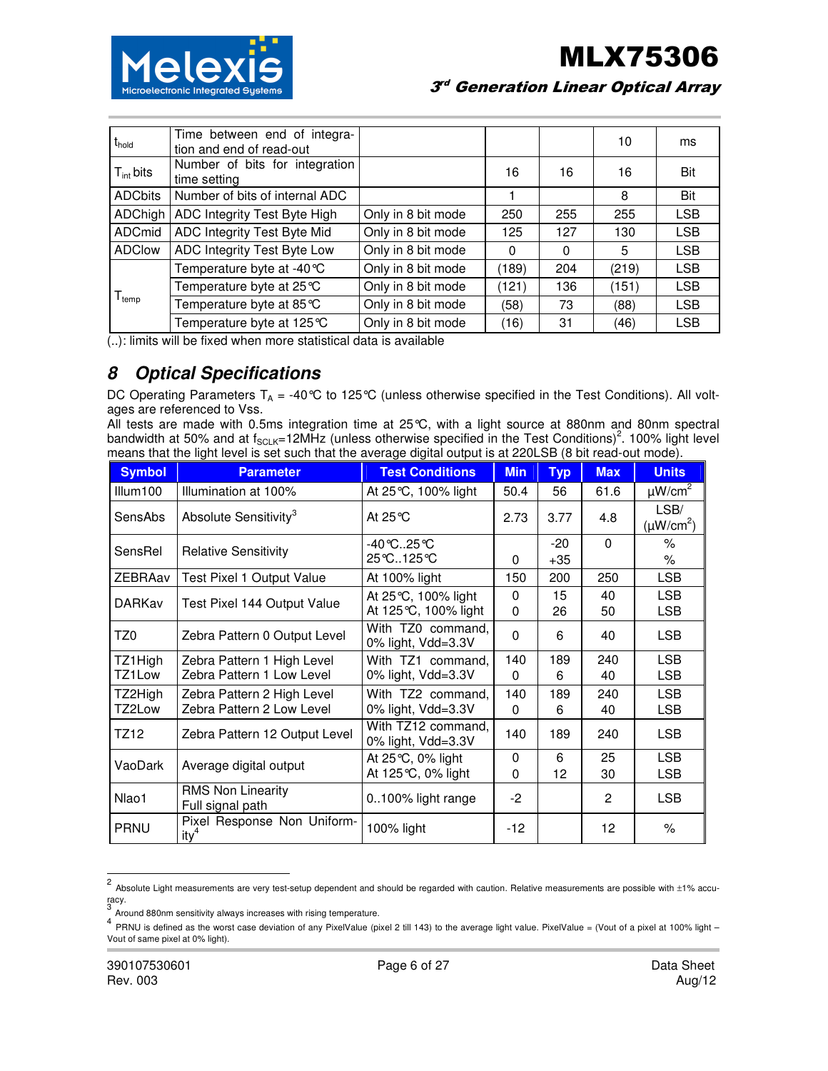| | | | | | | |
|---|---|---|---|---|---|---|
| $t_{hold}$ | Time between end of integration and end of read-out | | | | 10 | ms |
| $T_{int}$ bits | Number of bits for integration time setting | | 16 | 16 | 16 | Bit |
| ADCbits | Number of bits of internal ADC | | 1 | | 8 | Bit |
| ADChigh | ADC Integrity Test Byte High | Only in 8 bit mode | 250 | 255 | 255 | LSB |
| ADCmid | ADC Integrity Test Byte Mid | Only in 8 bit mode | 125 | 127 | 130 | LSB |
| ADClow | ADC Integrity Test Byte Low | Only in 8 bit mode | 0 | 0 | 5 | LSB |
| $T_{temp}$ | Temperature byte at -40°C | Only in 8 bit mode | (189) | 204 | (219) | LSB |
| | Temperature byte at 25°C | Only in 8 bit mode | (121) | 136 | (151) | LSB |
| | Temperature byte at 85°C | Only in 8 bit mode | (58) | 73 | (88) | LSB |
| | Temperature byte at 125°C | Only in 8 bit mode | (16) | 31 | (46) | LSB |

(..): limits will be fixed when more statistical data is available

## 8 Optical Specifications

DC Operating Parameters $T_A$ = -40°C to 125°C (unless otherwise specified in the Test Conditions). All voltages are referenced to Vss.

All tests are made with 0.5ms integration time at 25°C, with a light source at 880nm and 80nm spectral bandwidth at 50% and at $f_{SCLK}$=12MHz (unless otherwise specified in the Test Conditions)[2]. 100% light level means that the light level is set such that the average digital output is at 220LSB (8 bit read-out mode).

| Symbol | Parameter | Test Conditions | Min | Typ | Max | Units |
|---|---|---|---|---|---|---|
| Illum100 | Illumination at 100% | At 25°C, 100% light | 50.4 | 56 | 61.6 | µW/cm$^2$ |
| SensAbs | Absolute Sensitivity[3] | At 25°C | 2.73 | 3.77 | 4.8 | LSB/ (µW/cm$^2$) |
| SensRel | Relative Sensitivity | -40°C..25°C<br>25°C..125°C | <br>0 | -20<br>+35 | 0<br> | %<br>% |
| ZEBRAav | Test Pixel 1 Output Value | At 100% light | 150 | 200 | 250 | LSB |
| DARKav | Test Pixel 144 Output Value | At 25°C, 100% light<br>At 125°C, 100% light | 0<br>0 | 15<br>26 | 40<br>50 | LSB<br>LSB |
| TZ0 | Zebra Pattern 0 Output Level | With TZ0 command, 0% light, Vdd=3.3V | 0 | 6 | 40 | LSB |
| TZ1High<br>TZ1Low | Zebra Pattern 1 High Level<br>Zebra Pattern 1 Low Level | With TZ1 command, 0% light, Vdd=3.3V | 140<br>0 | 189<br>6 | 240<br>40 | LSB<br>LSB |
| TZ2High<br>TZ2Low | Zebra Pattern 2 High Level<br>Zebra Pattern 2 Low Level | With TZ2 command, 0% light, Vdd=3.3V | 140<br>0 | 189<br>6 | 240<br>40 | LSB<br>LSB |
| TZ12 | Zebra Pattern 12 Output Level | With TZ12 command, 0% light, Vdd=3.3V | 140 | 189 | 240 | LSB |
| VaoDark | Average digital output | At 25°C, 0% light<br>At 125°C, 0% light | 0<br>0 | 6<br>12 | 25<br>30 | LSB<br>LSB |
| Nlao1 | RMS Non Linearity Full signal path | 0..100% light range | -2 | | 2 | LSB |
| PRNU | Pixel Response Non Uniformity[4] | 100% light | -12 | | 12 | % |

---

[2] Absolute Light measurements are very test-setup dependent and should be regarded with caution. Relative measurements are possible with ±1% accuracy.

[3] Around 880nm sensitivity always increases with rising temperature.

[4] PRNU is defined as the worst case deviation of any PixelValue (pixel 2 till 143) to the average light value. PixelValue = (Vout of a pixel at 100% light – Vout of same pixel at 0% light).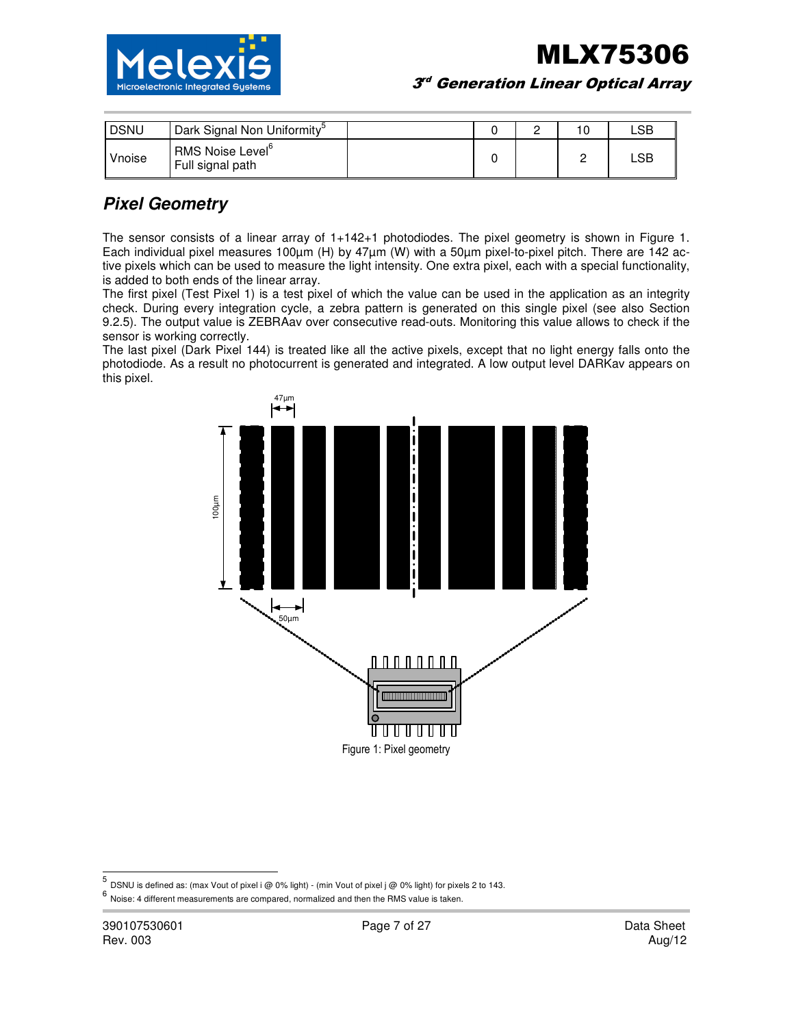| DSNU | Dark Signal Non Uniformity[5] | | 0 | 2 | 10 | LSB |
|---|---|---|---|---|---|---|
| Vnoise | RMS Noise Level[6] Full signal path | | 0 | | 2 | LSB |

## Pixel Geometry

The sensor consists of a linear array of 1+142+1 photodiodes. The pixel geometry is shown in Figure 1. Each individual pixel measures 100µm (H) by 47µm (W) with a 50µm pixel-to-pixel pitch. There are 142 active pixels which can be used to measure the light intensity. One extra pixel, each with a special functionality, is added to both ends of the linear array.
The first pixel (Test Pixel 1) is a test pixel of which the value can be used in the application as an integrity check. During every integration cycle, a zebra pattern is generated on this single pixel (see also Section 9.2.5). The output value is ZEBRAav over consecutive read-outs. Monitoring this value allows to check if the sensor is working correctly.
The last pixel (Dark Pixel 144) is treated like all the active pixels, except that no light energy falls onto the photodiode. As a result no photocurrent is generated and integrated. A low output level DARKav appears on this pixel.

Figure 1: Pixel geometry

---

[5] DSNU is defined as: (max Vout of pixel i @ 0% light) - (min Vout of pixel j @ 0% light) for pixels 2 to 143.

[6] Noise: 4 different measurements are compared, normalized and then the RMS value is taken.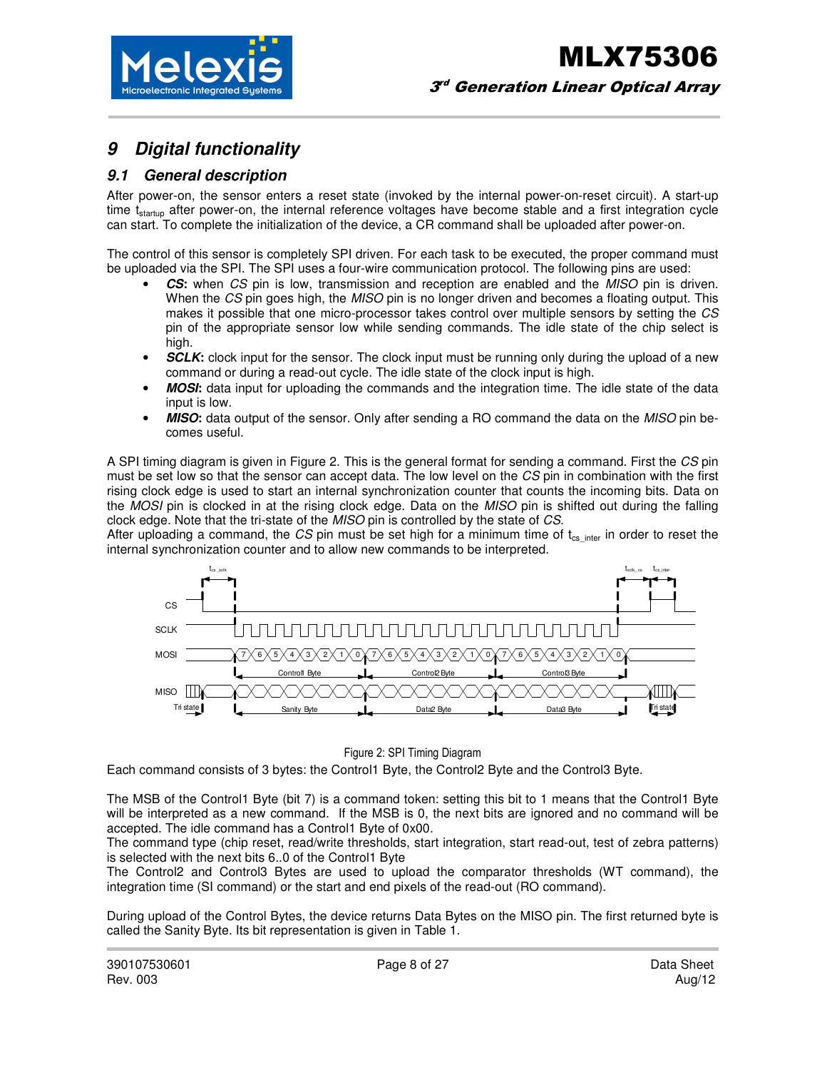# 9 Digital functionality

## 9.1 General description

After power-on, the sensor enters a reset state (invoked by the internal power-on-reset circuit). A start-up time $t_{startup}$ after power-on, the internal reference voltages have become stable and a first integration cycle can start. To complete the initialization of the device, a CR command shall be uploaded after power-on.

The control of this sensor is completely SPI driven. For each task to be executed, the proper command must be uploaded via the SPI. The SPI uses a four-wire communication protocol. The following pins are used:

- ***CS*:** when *CS* pin is low, transmission and reception are enabled and the *MISO* pin is driven. When the *CS* pin goes high, the *MISO* pin is no longer driven and becomes a floating output. This makes it possible that one micro-processor takes control over multiple sensors by setting the *CS* pin of the appropriate sensor low while sending commands. The idle state of the chip select is high.
- ***SCLK*:** clock input for the sensor. The clock input must be running only during the upload of a new command or during a read-out cycle. The idle state of the clock input is high.
- ***MOSI*:** data input for uploading the commands and the integration time. The idle state of the data input is low.
- ***MISO*:** data output of the sensor. Only after sending a RO command the data on the *MISO* pin becomes useful.

A SPI timing diagram is given in Figure 2. This is the general format for sending a command. First the *CS* pin must be set low so that the sensor can accept data. The low level on the *CS* pin in combination with the first rising clock edge is used to start an internal synchronization counter that counts the incoming bits. Data on the *MOSI* pin is clocked in at the rising clock edge. Data on the *MISO* pin is shifted out during the falling clock edge. Note that the tri-state of the *MISO* pin is controlled by the state of *CS*.
After uploading a command, the *CS* pin must be set high for a minimum time of $t_{cs\_inter}$ in order to reset the internal synchronization counter and to allow new commands to be interpreted.

Figure 2: SPI Timing Diagram

Each command consists of 3 bytes: the Control1 Byte, the Control2 Byte and the Control3 Byte.

The MSB of the Control1 Byte (bit 7) is a command token: setting this bit to 1 means that the Control1 Byte will be interpreted as a new command. If the MSB is 0, the next bits are ignored and no command will be accepted. The idle command has a Control1 Byte of 0x00.
The command type (chip reset, read/write thresholds, start integration, start read-out, test of zebra patterns) is selected with the next bits 6..0 of the Control1 Byte
The Control2 and Control3 Bytes are used to upload the comparator thresholds (WT command), the integration time (SI command) or the start and end pixels of the read-out (RO command).

During upload of the Control Bytes, the device returns Data Bytes on the MISO pin. The first returned byte is called the Sanity Byte. Its bit representation is given in Table 1.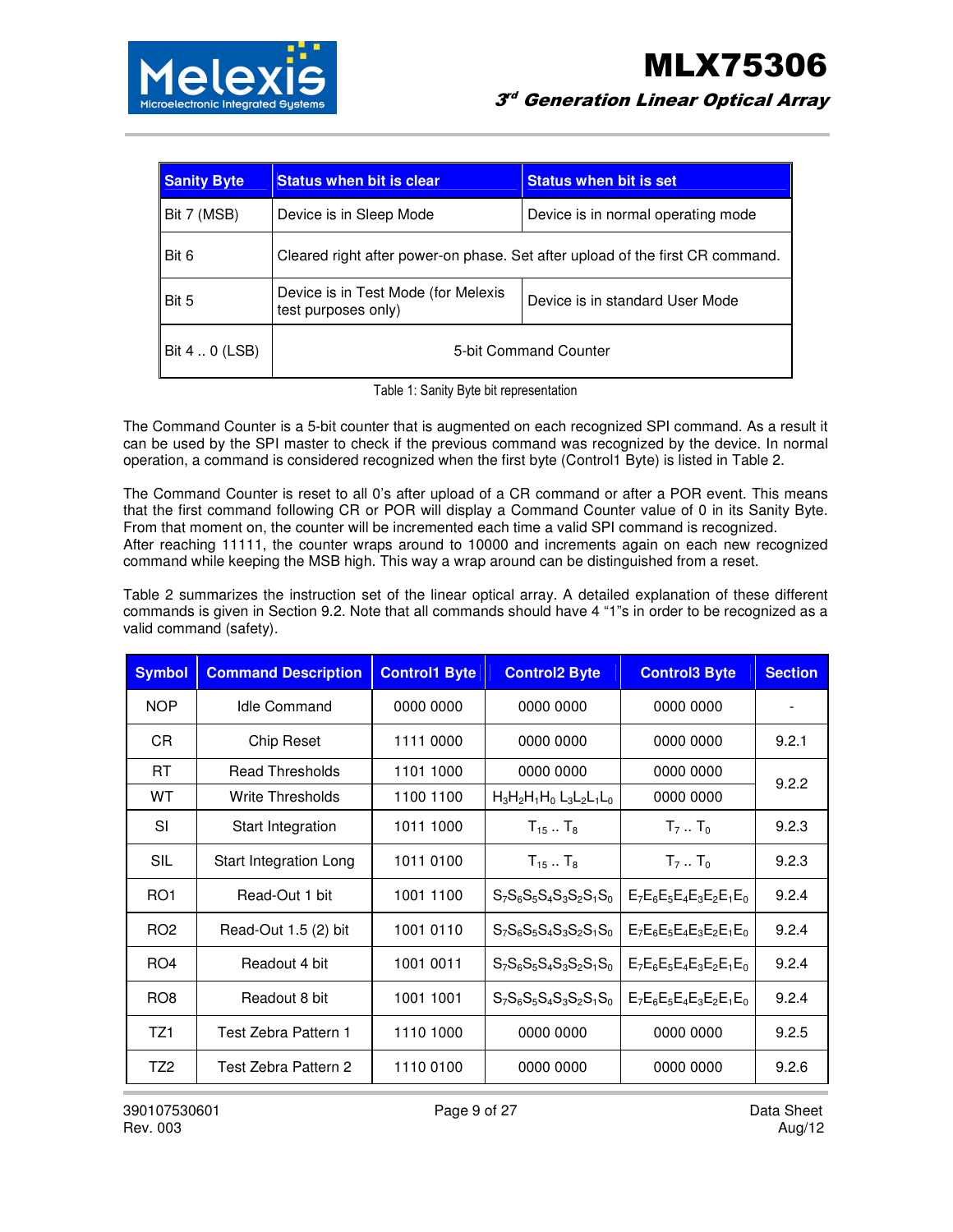| Sanity Byte | Status when bit is clear | Status when bit is set |
|---|---|---|
| Bit 7 (MSB) | Device is in Sleep Mode | Device is in normal operating mode |
| Bit 6 | Cleared right after power-on phase. Set after upload of the first CR command. | |
| Bit 5 | Device is in Test Mode (for Melexis test purposes only) | Device is in standard User Mode |
| Bit 4 .. 0 (LSB) | 5-bit Command Counter | |

Table 1: Sanity Byte bit representation

The Command Counter is a 5-bit counter that is augmented on each recognized SPI command. As a result it can be used by the SPI master to check if the previous command was recognized by the device. In normal operation, a command is considered recognized when the first byte (Control1 Byte) is listed in Table 2.

The Command Counter is reset to all 0's after upload of a CR command or after a POR event. This means that the first command following CR or POR will display a Command Counter value of 0 in its Sanity Byte. From that moment on, the counter will be incremented each time a valid SPI command is recognized.
After reaching 11111, the counter wraps around to 10000 and increments again on each new recognized command while keeping the MSB high. This way a wrap around can be distinguished from a reset.

Table 2 summarizes the instruction set of the linear optical array. A detailed explanation of these different commands is given in Section 9.2. Note that all commands should have 4 "1"s in order to be recognized as a valid command (safety).

| Symbol | Command Description | Control1 Byte | Control2 Byte | Control3 Byte | Section |
|---|---|---|---|---|---|
| NOP | Idle Command | 0000 0000 | 0000 0000 | 0000 0000 | - |
| CR | Chip Reset | 1111 0000 | 0000 0000 | 0000 0000 | 9.2.1 |
| RT | Read Thresholds | 1101 1000 | 0000 0000 | 0000 0000 | 9.2.2 |
| WT | Write Thresholds | 1100 1100 | $H_3H_2H_1H_0$ $L_3L_2L_1L_0$ | 0000 0000 | |
| SI | Start Integration | 1011 1000 | $T_{15}$ .. $T_8$ | $T_7$ .. $T_0$ | 9.2.3 |
| SIL | Start Integration Long | 1011 0100 | $T_{15}$ .. $T_8$ | $T_7$ .. $T_0$ | 9.2.3 |
| RO1 | Read-Out 1 bit | 1001 1100 | $S_7S_6S_5S_4S_3S_2S_1S_0$ | $E_7E_6E_5E_4E_3E_2E_1E_0$ | 9.2.4 |
| RO2 | Read-Out 1.5 (2) bit | 1001 0110 | $S_7S_6S_5S_4S_3S_2S_1S_0$ | $E_7E_6E_5E_4E_3E_2E_1E_0$ | 9.2.4 |
| RO4 | Readout 4 bit | 1001 0011 | $S_7S_6S_5S_4S_3S_2S_1S_0$ | $E_7E_6E_5E_4E_3E_2E_1E_0$ | 9.2.4 |
| RO8 | Readout 8 bit | 1001 1001 | $S_7S_6S_5S_4S_3S_2S_1S_0$ | $E_7E_6E_5E_4E_3E_2E_1E_0$ | 9.2.4 |
| TZ1 | Test Zebra Pattern 1 | 1110 1000 | 0000 0000 | 0000 0000 | 9.2.5 |
| TZ2 | Test Zebra Pattern 2 | 1110 0100 | 0000 0000 | 0000 0000 | 9.2.6 |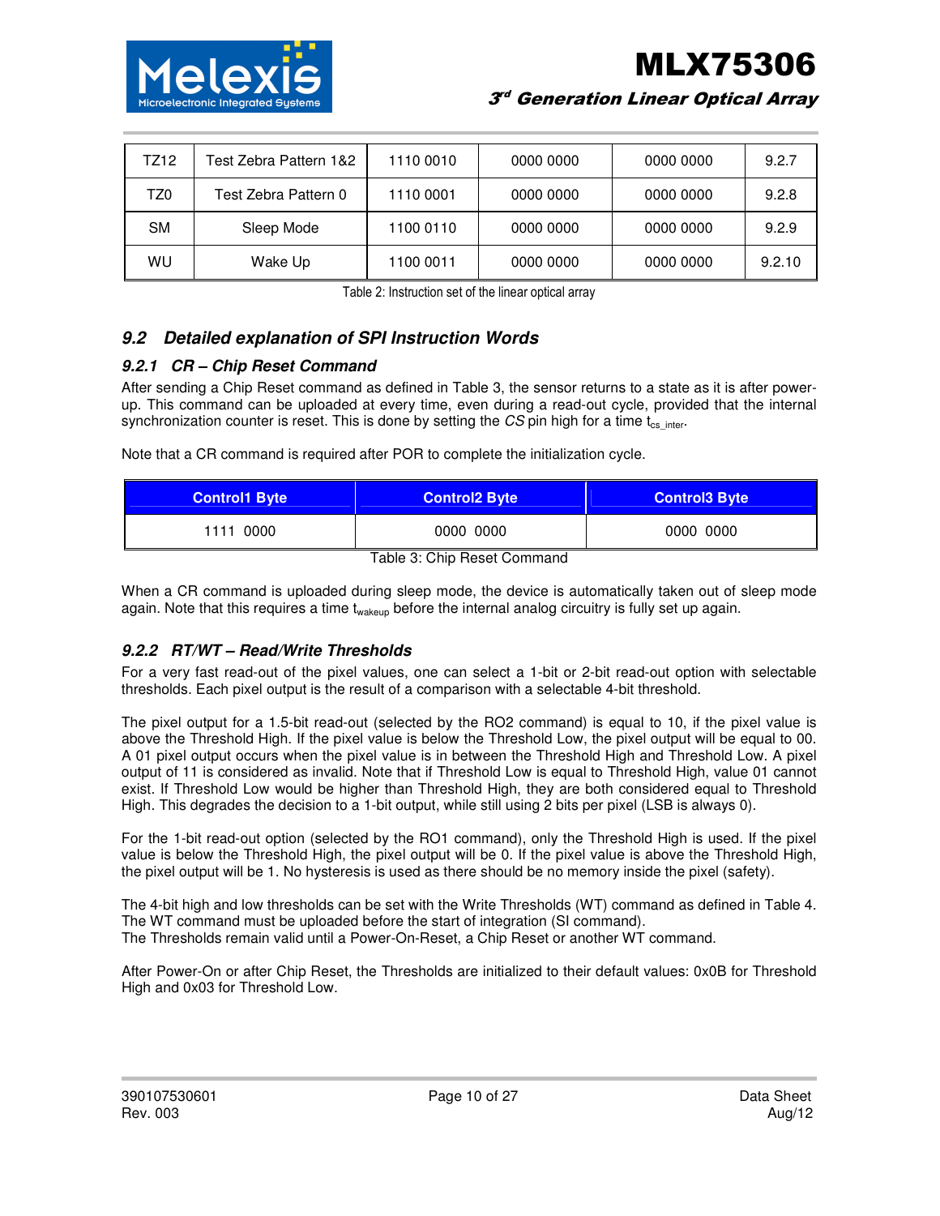| TZ12 | Test Zebra Pattern 1&2 | 1110 0010 | 0000 0000 | 0000 0000 | 9.2.7 |
|---|---|---|---|---|---|
| TZ0 | Test Zebra Pattern 0 | 1110 0001 | 0000 0000 | 0000 0000 | 9.2.8 |
| SM | Sleep Mode | 1100 0110 | 0000 0000 | 0000 0000 | 9.2.9 |
| WU | Wake Up | 1100 0011 | 0000 0000 | 0000 0000 | 9.2.10 |

Table 2: Instruction set of the linear optical array

## 9.2 Detailed explanation of SPI Instruction Words

### 9.2.1 CR – Chip Reset Command

After sending a Chip Reset command as defined in Table 3, the sensor returns to a state as it is after power-up. This command can be uploaded at every time, even during a read-out cycle, provided that the internal synchronization counter is reset. This is done by setting the *CS* pin high for a time $t_{cs\_inter}$.

Note that a CR command is required after POR to complete the initialization cycle.

| Control1 Byte | Control2 Byte | Control3 Byte |
|---|---|---|
| 1111 0000 | 0000 0000 | 0000 0000 |

Table 3: Chip Reset Command

When a CR command is uploaded during sleep mode, the device is automatically taken out of sleep mode again. Note that this requires a time $t_{wakeup}$ before the internal analog circuitry is fully set up again.

### 9.2.2 RT/WT – Read/Write Thresholds

For a very fast read-out of the pixel values, one can select a 1-bit or 2-bit read-out option with selectable thresholds. Each pixel output is the result of a comparison with a selectable 4-bit threshold.

The pixel output for a 1.5-bit read-out (selected by the RO2 command) is equal to 10, if the pixel value is above the Threshold High. If the pixel value is below the Threshold Low, the pixel output will be equal to 00. A 01 pixel output occurs when the pixel value is in between the Threshold High and Threshold Low. A pixel output of 11 is considered as invalid. Note that if Threshold Low is equal to Threshold High, value 01 cannot exist. If Threshold Low would be higher than Threshold High, they are both considered equal to Threshold High. This degrades the decision to a 1-bit output, while still using 2 bits per pixel (LSB is always 0).

For the 1-bit read-out option (selected by the RO1 command), only the Threshold High is used. If the pixel value is below the Threshold High, the pixel output will be 0. If the pixel value is above the Threshold High, the pixel output will be 1. No hysteresis is used as there should be no memory inside the pixel (safety).

The 4-bit high and low thresholds can be set with the Write Thresholds (WT) command as defined in Table 4. The WT command must be uploaded before the start of integration (SI command).
The Thresholds remain valid until a Power-On-Reset, a Chip Reset or another WT command.

After Power-On or after Chip Reset, the Thresholds are initialized to their default values: 0x0B for Threshold High and 0x03 for Threshold Low.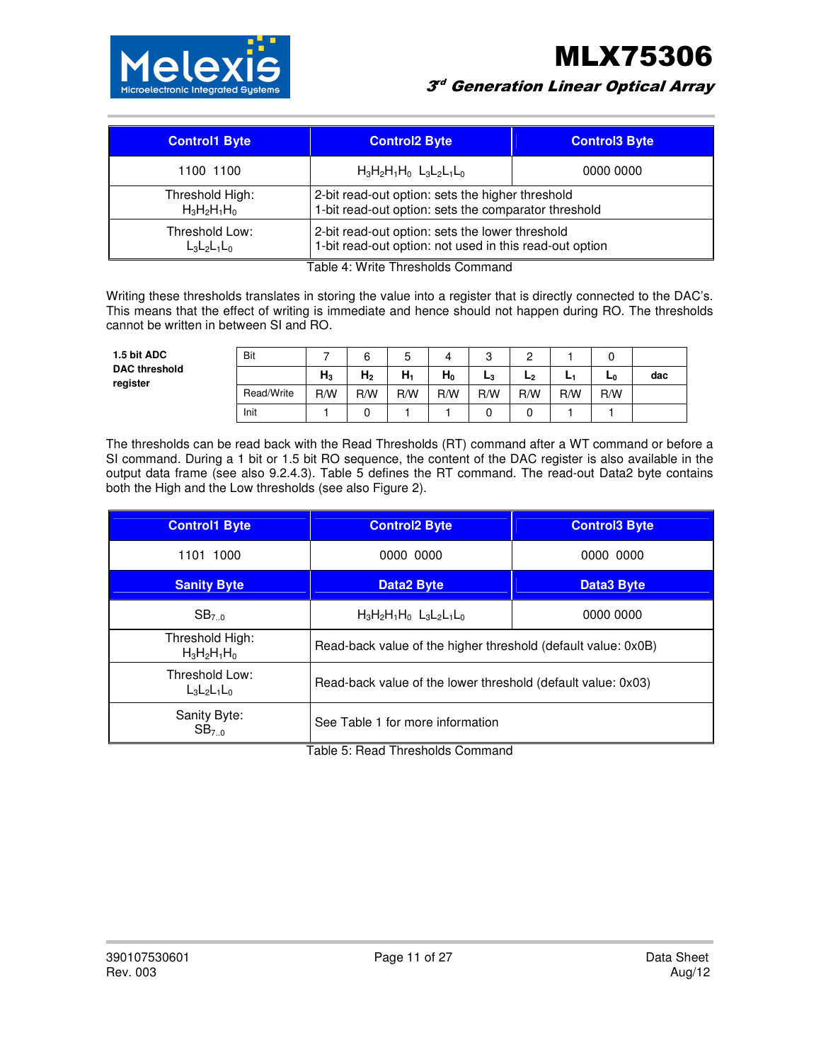| Control1 Byte | Control2 Byte | Control3 Byte |
|---|---|---|
| 1100 1100 | $H_3H_2H_1H_0$ $L_3L_2L_1L_0$ | 0000 0000 |
| Threshold High: $H_3H_2H_1H_0$ | 2-bit read-out option: sets the higher threshold<br>1-bit read-out option: sets the comparator threshold | |
| Threshold Low: $L_3L_2L_1L_0$ | 2-bit read-out option: sets the lower threshold<br>1-bit read-out option: not used in this read-out option | |

Table 4: Write Thresholds Command

Writing these thresholds translates in storing the value into a register that is directly connected to the DAC's. This means that the effect of writing is immediate and hence should not happen during RO. The thresholds cannot be written in between SI and RO.

**1.5 bit ADC DAC threshold register**

| Bit | 7 | 6 | 5 | 4 | 3 | 2 | 1 | 0 | |
|---|---|---|---|---|---|---|---|---|---|
| | $H_3$ | $H_2$ | $H_1$ | $H_0$ | $L_3$ | $L_2$ | $L_1$ | $L_0$ | dac |
| Read/Write | R/W | R/W | R/W | R/W | R/W | R/W | R/W | R/W | |
| Init | 1 | 0 | 1 | 1 | 0 | 0 | 1 | 1 | |

The thresholds can be read back with the Read Thresholds (RT) command after a WT command or before a SI command. During a 1 bit or 1.5 bit RO sequence, the content of the DAC register is also available in the output data frame (see also 9.2.4.3). Table 5 defines the RT command. The read-out Data2 byte contains both the High and the Low thresholds (see also Figure 2).

| Control1 Byte | Control2 Byte | Control3 Byte |
|---|---|---|
| 1101 1000 | 0000 0000 | 0000 0000 |
| **Sanity Byte** | **Data2 Byte** | **Data3 Byte** |
| $SB_{7..0}$ | $H_3H_2H_1H_0$ $L_3L_2L_1L_0$ | 0000 0000 |
| Threshold High: $H_3H_2H_1H_0$ | Read-back value of the higher threshold (default value: 0x0B) | |
| Threshold Low: $L_3L_2L_1L_0$ | Read-back value of the lower threshold (default value: 0x03) | |
| Sanity Byte: $SB_{7..0}$ | See Table 1 for more information | |

Table 5: Read Thresholds Command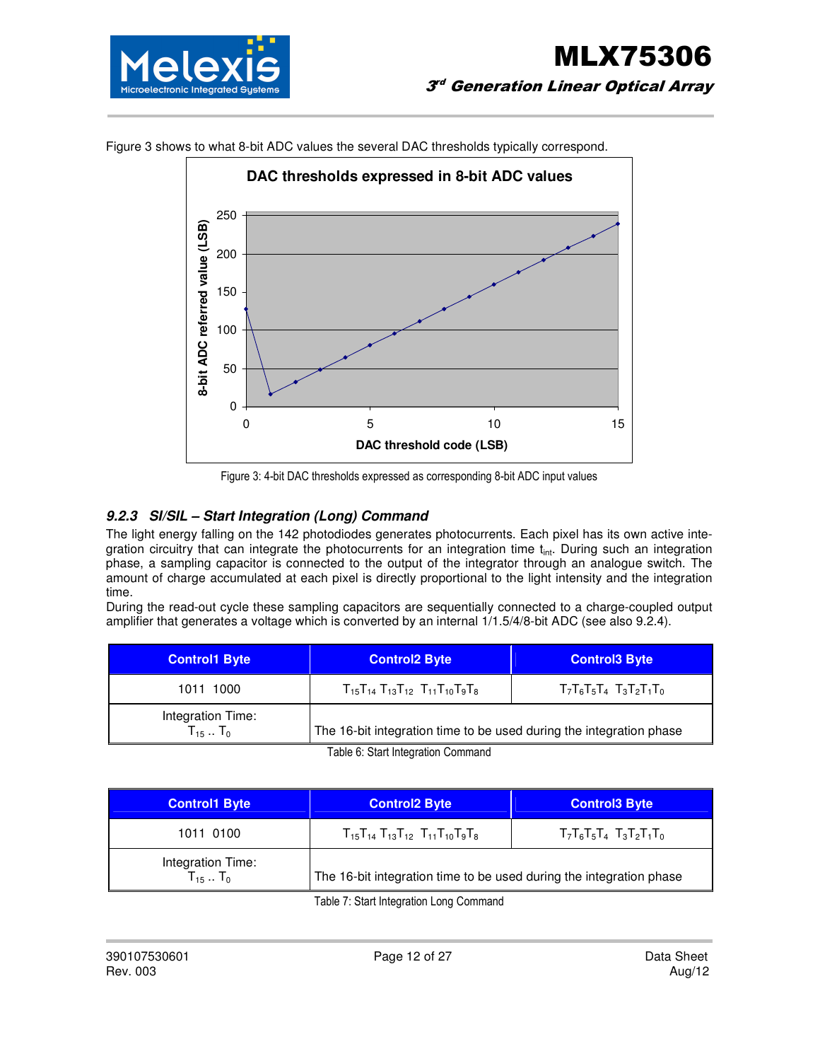Figure 3 shows to what 8-bit ADC values the several DAC thresholds typically correspond.

Figure 3: 4-bit DAC thresholds expressed as corresponding 8-bit ADC input values

### 9.2.3 SI/SIL – Start Integration (Long) Command

The light energy falling on the 142 photodiodes generates photocurrents. Each pixel has its own active integration circuitry that can integrate the photocurrents for an integration time $t_{int}$. During such an integration phase, a sampling capacitor is connected to the output of the integrator through an analogue switch. The amount of charge accumulated at each pixel is directly proportional to the light intensity and the integration time.

During the read-out cycle these sampling capacitors are sequentially connected to a charge-coupled output amplifier that generates a voltage which is converted by an internal 1/1.5/4/8-bit ADC (see also 9.2.4).

| Control1 Byte | Control2 Byte | Control3 Byte |
|---|---|---|
| 1011 1000 | $T_{15}T_{14}$ $T_{13}T_{12}$ $T_{11}T_{10}T_9T_8$ | $T_7T_6T_5T_4$ $T_3T_2T_1T_0$ |
| Integration Time: $T_{15}$ .. $T_0$ | The 16-bit integration time to be used during the integration phase | |

Table 6: Start Integration Command

| Control1 Byte | Control2 Byte | Control3 Byte |
|---|---|---|
| 1011 0100 | $T_{15}T_{14}$ $T_{13}T_{12}$ $T_{11}T_{10}T_9T_8$ | $T_7T_6T_5T_4$ $T_3T_2T_1T_0$ |
| Integration Time: $T_{15}$ .. $T_0$ | The 16-bit integration time to be used during the integration phase | |

Table 7: Start Integration Long Command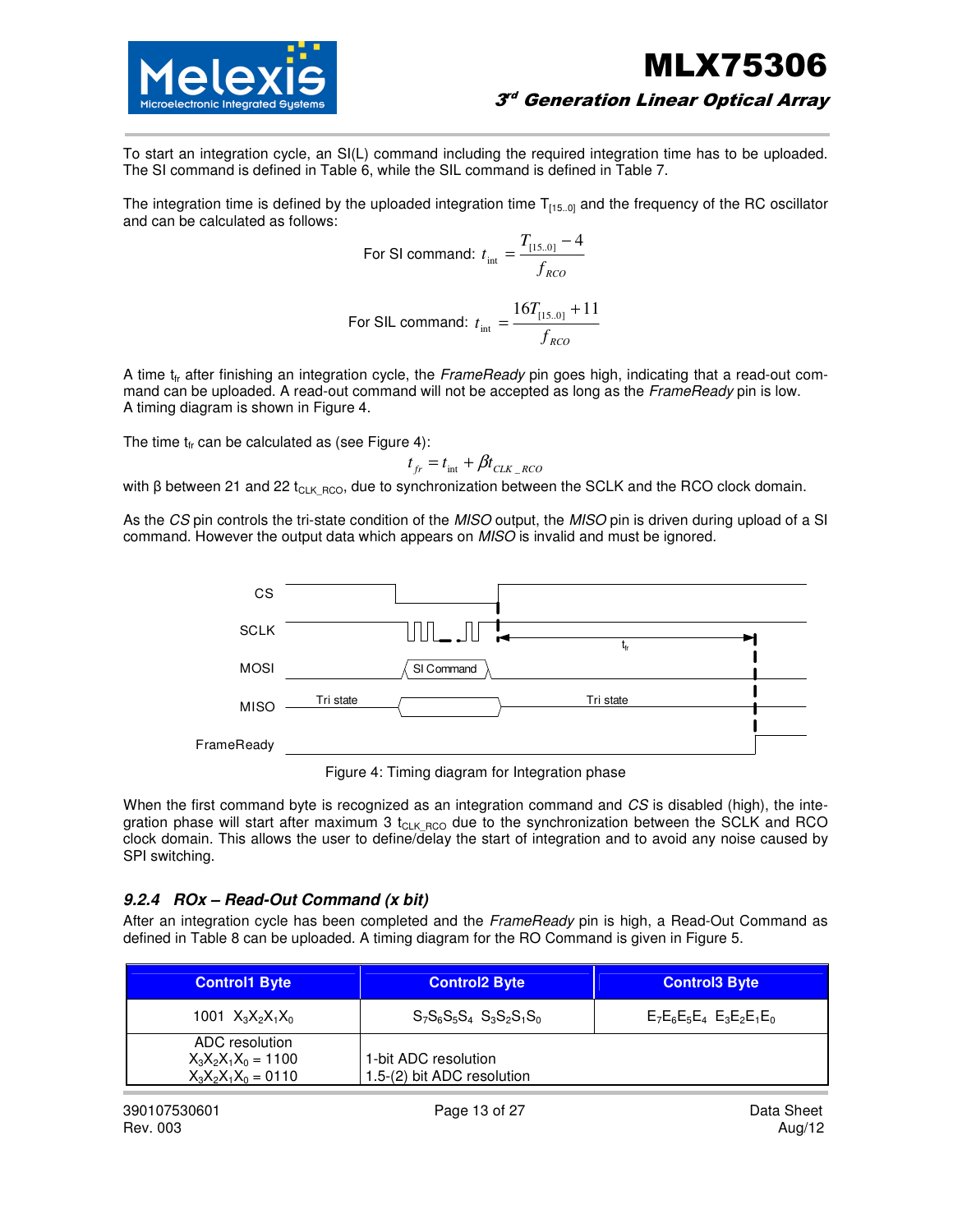To start an integration cycle, an SI(L) command including the required integration time has to be uploaded. The SI command is defined in Table 6, while the SIL command is defined in Table 7.

The integration time is defined by the uploaded integration time $T_{[15..0]}$ and the frequency of the RC oscillator and can be calculated as follows:

$$\text{For SI command: } t_{\text{int}} = \frac{T_{[15..0]} - 4}{f_{RCO}}$$

$$\text{For SIL command: } t_{\text{int}} = \frac{16T_{[15..0]} + 11}{f_{RCO}}$$

A time $t_{fr}$ after finishing an integration cycle, the *FrameReady* pin goes high, indicating that a read-out command can be uploaded. A read-out command will not be accepted as long as the *FrameReady* pin is low.
A timing diagram is shown in Figure 4.

The time $t_{fr}$ can be calculated as (see Figure 4):

$$t_{fr} = t_{\text{int}} + \beta t_{CLK\_RCO}$$

with β between 21 and 22 $t_{CLK\_RCO}$, due to synchronization between the SCLK and the RCO clock domain.

As the *CS* pin controls the tri-state condition of the *MISO* output, the *MISO* pin is driven during upload of a SI command. However the output data which appears on *MISO* is invalid and must be ignored.

Figure 4: Timing diagram for Integration phase

When the first command byte is recognized as an integration command and *CS* is disabled (high), the integration phase will start after maximum 3 $t_{CLK\_RCO}$ due to the synchronization between the SCLK and RCO clock domain. This allows the user to define/delay the start of integration and to avoid any noise caused by SPI switching.

### 9.2.4 ROx – Read-Out Command (x bit)

After an integration cycle has been completed and the *FrameReady* pin is high, a Read-Out Command as defined in Table 8 can be uploaded. A timing diagram for the RO Command is given in Figure 5.

| Control1 Byte | Control2 Byte | Control3 Byte |
|---|---|---|
| 1001 $X_3X_2X_1X_0$ | $S_7S_6S_5S_4$ $S_3S_2S_1S_0$ | $E_7E_6E_5E_4$ $E_3E_2E_1E_0$ |
| ADC resolution<br>$X_3X_2X_1X_0$ = 1100<br>$X_3X_2X_1X_0$ = 0110 | <br>1-bit ADC resolution<br>1.5-(2) bit ADC resolution | |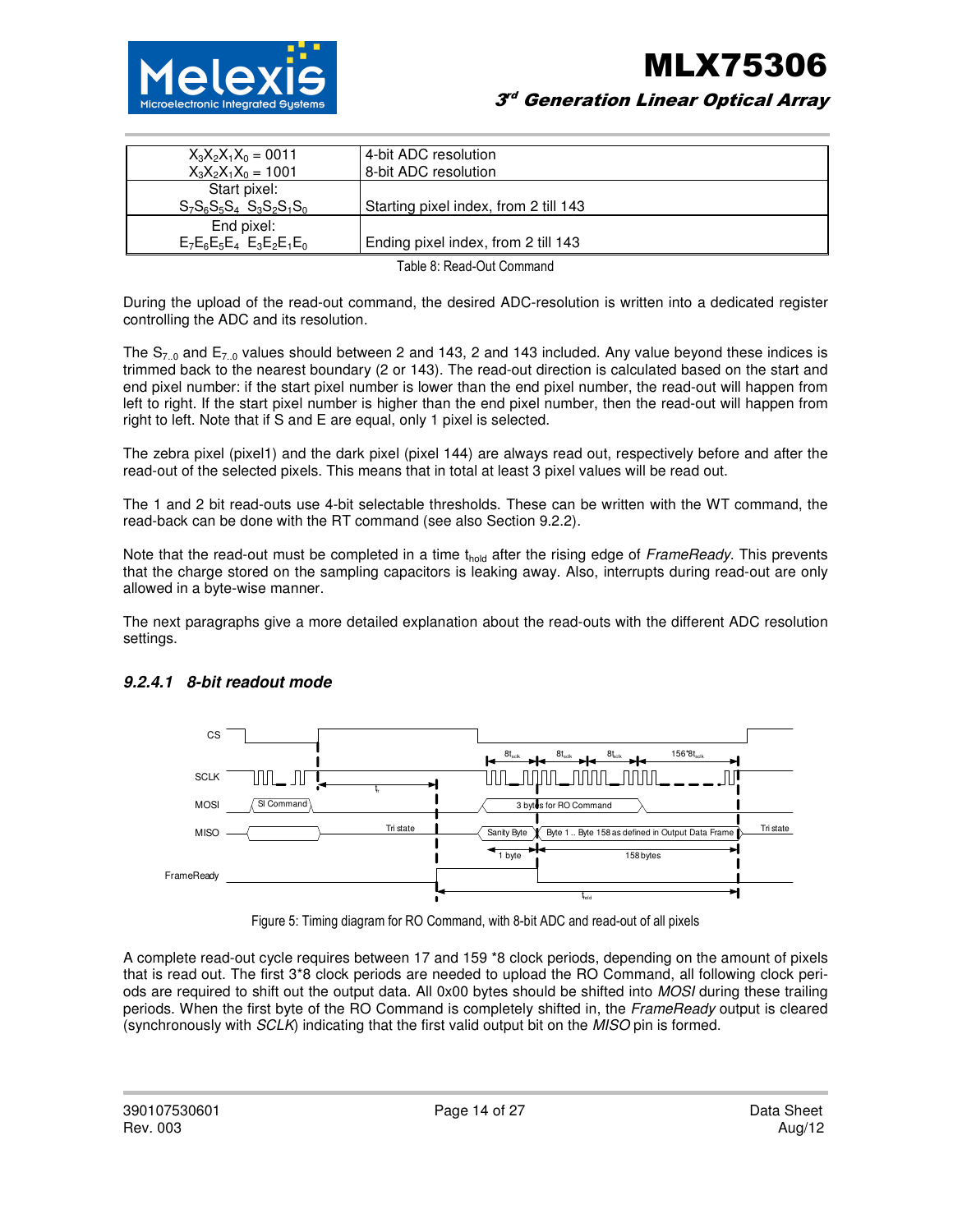| | |
|---|---|
| $X_3X_2X_1X_0$ = 0011<br>$X_3X_2X_1X_0$ = 1001 | 4-bit ADC resolution<br>8-bit ADC resolution |
| Start pixel:<br>$S_7S_6S_5S_4$ $S_3S_2S_1S_0$ | Starting pixel index, from 2 till 143 |
| End pixel:<br>$E_7E_6E_5E_4$ $E_3E_2E_1E_0$ | Ending pixel index, from 2 till 143 |

Table 8: Read-Out Command

During the upload of the read-out command, the desired ADC-resolution is written into a dedicated register controlling the ADC and its resolution.

The $S_{7..0}$ and $E_{7..0}$ values should between 2 and 143, 2 and 143 included. Any value beyond these indices is trimmed back to the nearest boundary (2 or 143). The read-out direction is calculated based on the start and end pixel number: if the start pixel number is lower than the end pixel number, the read-out will happen from left to right. If the start pixel number is higher than the end pixel number, then the read-out will happen from right to left. Note that if S and E are equal, only 1 pixel is selected.

The zebra pixel (pixel1) and the dark pixel (pixel 144) are always read out, respectively before and after the read-out of the selected pixels. This means that in total at least 3 pixel values will be read out.

The 1 and 2 bit read-outs use 4-bit selectable thresholds. These can be written with the WT command, the read-back can be done with the RT command (see also Section 9.2.2).

Note that the read-out must be completed in a time $t_{hold}$ after the rising edge of *FrameReady*. This prevents that the charge stored on the sampling capacitors is leaking away. Also, interrupts during read-out are only allowed in a byte-wise manner.

The next paragraphs give a more detailed explanation about the read-outs with the different ADC resolution settings.

#### 9.2.4.1 8-bit readout mode

Figure 5: Timing diagram for RO Command, with 8-bit ADC and read-out of all pixels

A complete read-out cycle requires between 17 and 159 *8 clock periods, depending on the amount of pixels that is read out. The first 3*8 clock periods are needed to upload the RO Command, all following clock periods are required to shift out the output data. All 0x00 bytes should be shifted into *MOSI* during these trailing periods. When the first byte of the RO Command is completely shifted in, the *FrameReady* output is cleared (synchronously with *SCLK*) indicating that the first valid output bit on the *MISO* pin is formed.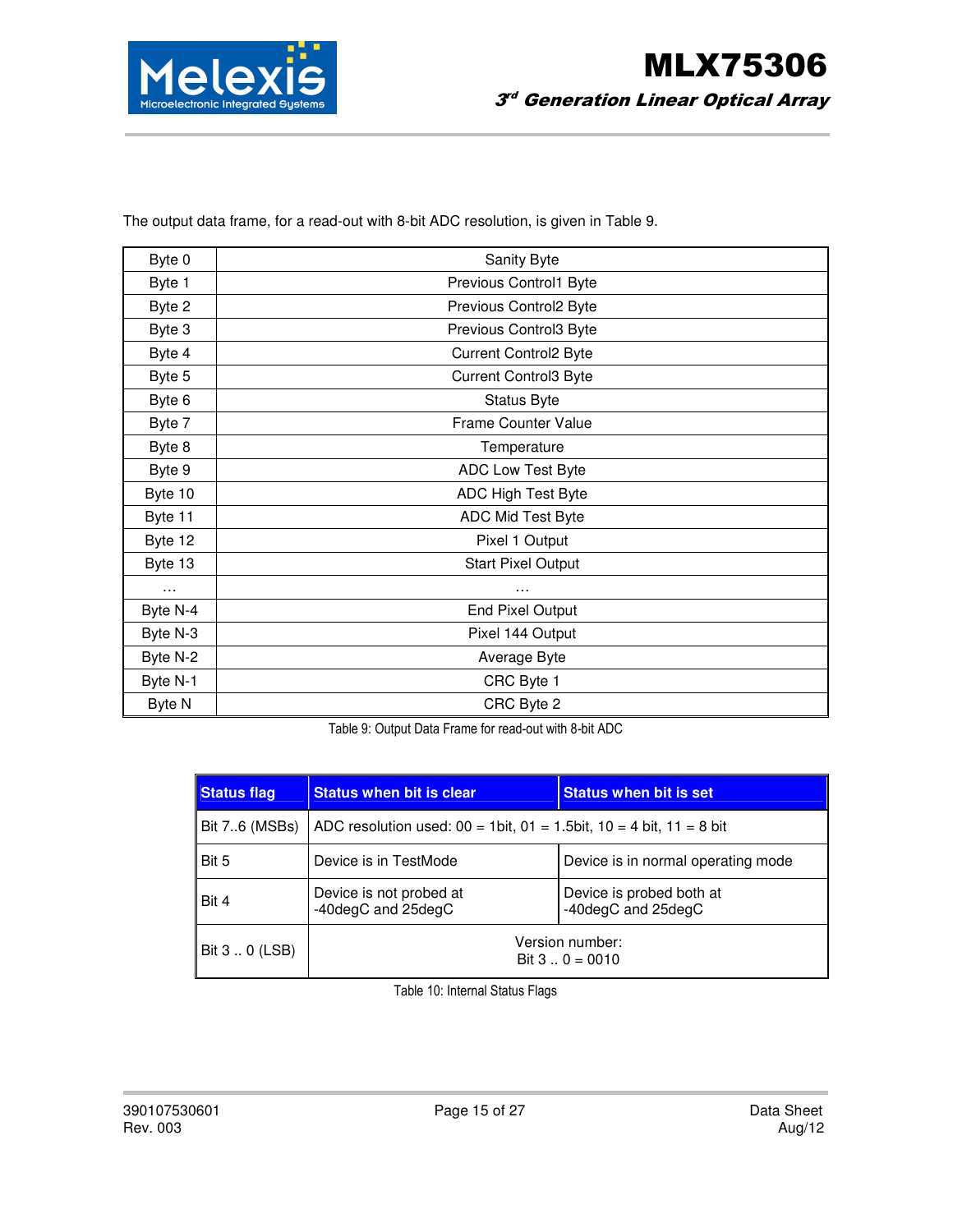The output data frame, for a read-out with 8-bit ADC resolution, is given in Table 9.

| | |
|---|---|
| Byte 0 | Sanity Byte |
| Byte 1 | Previous Control1 Byte |
| Byte 2 | Previous Control2 Byte |
| Byte 3 | Previous Control3 Byte |
| Byte 4 | Current Control2 Byte |
| Byte 5 | Current Control3 Byte |
| Byte 6 | Status Byte |
| Byte 7 | Frame Counter Value |
| Byte 8 | Temperature |
| Byte 9 | ADC Low Test Byte |
| Byte 10 | ADC High Test Byte |
| Byte 11 | ADC Mid Test Byte |
| Byte 12 | Pixel 1 Output |
| Byte 13 | Start Pixel Output |
| … | … |
| Byte N-4 | End Pixel Output |
| Byte N-3 | Pixel 144 Output |
| Byte N-2 | Average Byte |
| Byte N-1 | CRC Byte 1 |
| Byte N | CRC Byte 2 |

Table 9: Output Data Frame for read-out with 8-bit ADC

| **Status flag** | **Status when bit is clear** | **Status when bit is set** |
|---|---|---|
| Bit 7..6 (MSBs) | ADC resolution used: 00 = 1bit, 01 = 1.5bit, 10 = 4 bit, 11 = 8 bit | |
| Bit 5 | Device is in TestMode | Device is in normal operating mode |
| Bit 4 | Device is not probed at -40degC and 25degC | Device is probed both at -40degC and 25degC |
| Bit 3 .. 0 (LSB) | Version number: Bit 3 .. 0 = 0010 | |

Table 10: Internal Status Flags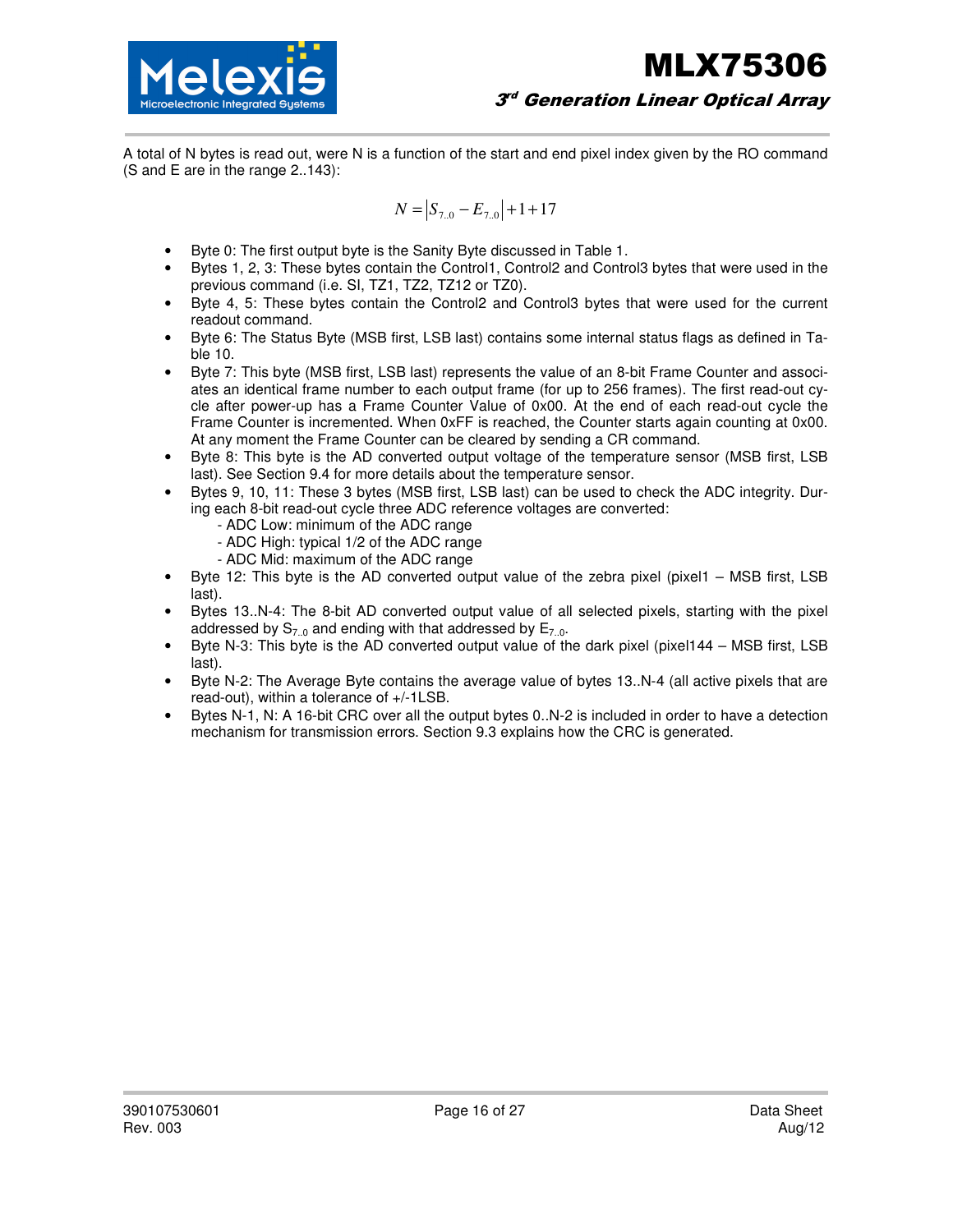A total of N bytes is read out, were N is a function of the start and end pixel index given by the RO command (S and E are in the range 2..143):

$$N = |S_{7..0} - E_{7..0}| + 1 + 17$$

- Byte 0: The first output byte is the Sanity Byte discussed in Table 1.
- Bytes 1, 2, 3: These bytes contain the Control1, Control2 and Control3 bytes that were used in the previous command (i.e. SI, TZ1, TZ2, TZ12 or TZ0).
- Byte 4, 5: These bytes contain the Control2 and Control3 bytes that were used for the current readout command.
- Byte 6: The Status Byte (MSB first, LSB last) contains some internal status flags as defined in Table 10.
- Byte 7: This byte (MSB first, LSB last) represents the value of an 8-bit Frame Counter and associates an identical frame number to each output frame (for up to 256 frames). The first read-out cycle after power-up has a Frame Counter Value of 0x00. At the end of each read-out cycle the Frame Counter is incremented. When 0xFF is reached, the Counter starts again counting at 0x00. At any moment the Frame Counter can be cleared by sending a CR command.
- Byte 8: This byte is the AD converted output voltage of the temperature sensor (MSB first, LSB last). See Section 9.4 for more details about the temperature sensor.
- Bytes 9, 10, 11: These 3 bytes (MSB first, LSB last) can be used to check the ADC integrity. During each 8-bit read-out cycle three ADC reference voltages are converted:
  - ADC Low: minimum of the ADC range
  - ADC High: typical 1/2 of the ADC range
  - ADC Mid: maximum of the ADC range
- Byte 12: This byte is the AD converted output value of the zebra pixel (pixel1 – MSB first, LSB last).
- Bytes 13..N-4: The 8-bit AD converted output value of all selected pixels, starting with the pixel addressed by $S_{7..0}$ and ending with that addressed by $E_{7..0}$.
- Byte N-3: This byte is the AD converted output value of the dark pixel (pixel144 – MSB first, LSB last).
- Byte N-2: The Average Byte contains the average value of bytes 13..N-4 (all active pixels that are read-out), within a tolerance of +/-1LSB.
- Bytes N-1, N: A 16-bit CRC over all the output bytes 0..N-2 is included in order to have a detection mechanism for transmission errors. Section 9.3 explains how the CRC is generated.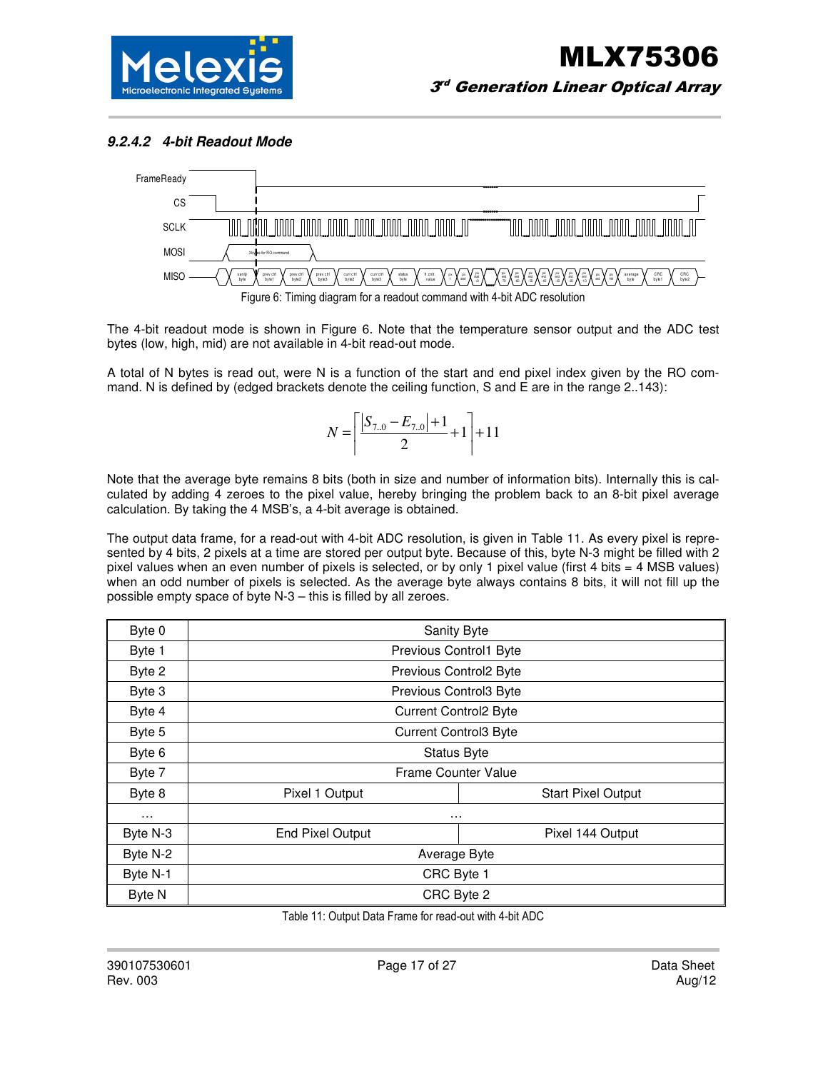#### 9.2.4.2 4-bit Readout Mode

Figure 6: Timing diagram for a readout command with 4-bit ADC resolution

The 4-bit readout mode is shown in Figure 6. Note that the temperature sensor output and the ADC test bytes (low, high, mid) are not available in 4-bit read-out mode.

A total of N bytes is read out, were N is a function of the start and end pixel index given by the RO command. N is defined by (edged brackets denote the ceiling function, S and E are in the range 2..143):

$$N = \left\lceil \frac{\left| S_{7..0} - E_{7..0} \right| + 1}{2} + 1 \right\rceil + 11$$

Note that the average byte remains 8 bits (both in size and number of information bits). Internally this is calculated by adding 4 zeroes to the pixel value, hereby bringing the problem back to an 8-bit pixel average calculation. By taking the 4 MSB's, a 4-bit average is obtained.

The output data frame, for a read-out with 4-bit ADC resolution, is given in Table 11. As every pixel is represented by 4 bits, 2 pixels at a time are stored per output byte. Because of this, byte N-3 might be filled with 2 pixel values when an even number of pixels is selected, or by only 1 pixel value (first 4 bits = 4 MSB values) when an odd number of pixels is selected. As the average byte always contains 8 bits, it will not fill up the possible empty space of byte N-3 – this is filled by all zeroes.

| | | |
|---|---|---|
| Byte 0 | Sanity Byte | |
| Byte 1 | Previous Control1 Byte | |
| Byte 2 | Previous Control2 Byte | |
| Byte 3 | Previous Control3 Byte | |
| Byte 4 | Current Control2 Byte | |
| Byte 5 | Current Control3 Byte | |
| Byte 6 | Status Byte | |
| Byte 7 | Frame Counter Value | |
| Byte 8 | Pixel 1 Output | Start Pixel Output |
| … | … | |
| Byte N-3 | End Pixel Output | Pixel 144 Output |
| Byte N-2 | Average Byte | |
| Byte N-1 | CRC Byte 1 | |
| Byte N | CRC Byte 2 | |

Table 11: Output Data Frame for read-out with 4-bit ADC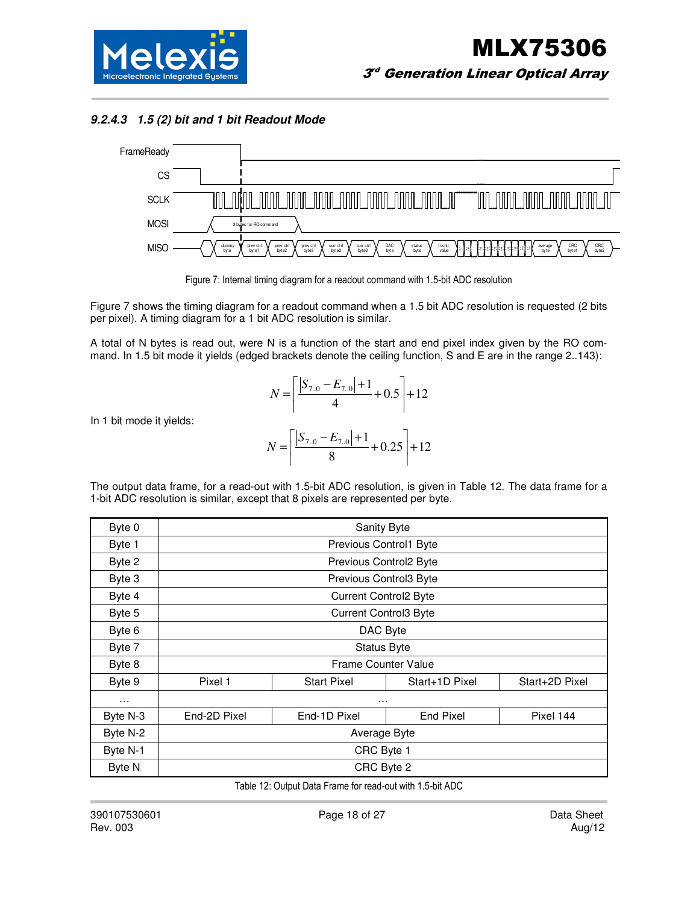### 9.2.4.3 1.5 (2) bit and 1 bit Readout Mode

Figure 7: Internal timing diagram for a readout command with 1.5-bit ADC resolution

Figure 7 shows the timing diagram for a readout command when a 1.5 bit ADC resolution is requested (2 bits per pixel). A timing diagram for a 1 bit ADC resolution is similar.

A total of N bytes is read out, were N is a function of the start and end pixel index given by the RO command. In 1.5 bit mode it yields (edged brackets denote the ceiling function, S and E are in the range 2..143):

$$N = \left\lceil \frac{\left|S_{7..0} - E_{7..0}\right| + 1}{4} + 0.5 \right\rceil + 12$$

In 1 bit mode it yields:

$$N = \left\lceil \frac{\left|S_{7..0} - E_{7..0}\right| + 1}{8} + 0.25 \right\rceil + 12$$

The output data frame, for a read-out with 1.5-bit ADC resolution, is given in Table 12. The data frame for a 1-bit ADC resolution is similar, except that 8 pixels are represented per byte.

| Byte 0 | Sanity Byte | | | |
|---|---|---|---|---|
| Byte 1 | Previous Control1 Byte | | | |
| Byte 2 | Previous Control2 Byte | | | |
| Byte 3 | Previous Control3 Byte | | | |
| Byte 4 | Current Control2 Byte | | | |
| Byte 5 | Current Control3 Byte | | | |
| Byte 6 | DAC Byte | | | |
| Byte 7 | Status Byte | | | |
| Byte 8 | Frame Counter Value | | | |
| Byte 9 | Pixel 1 | Start Pixel | Start+1D Pixel | Start+2D Pixel |
| … | … | | | |
| Byte N-3 | End-2D Pixel | End-1D Pixel | End Pixel | Pixel 144 |
| Byte N-2 | Average Byte | | | |
| Byte N-1 | CRC Byte 1 | | | |
| Byte N | CRC Byte 2 | | | |

Table 12: Output Data Frame for read-out with 1.5-bit ADC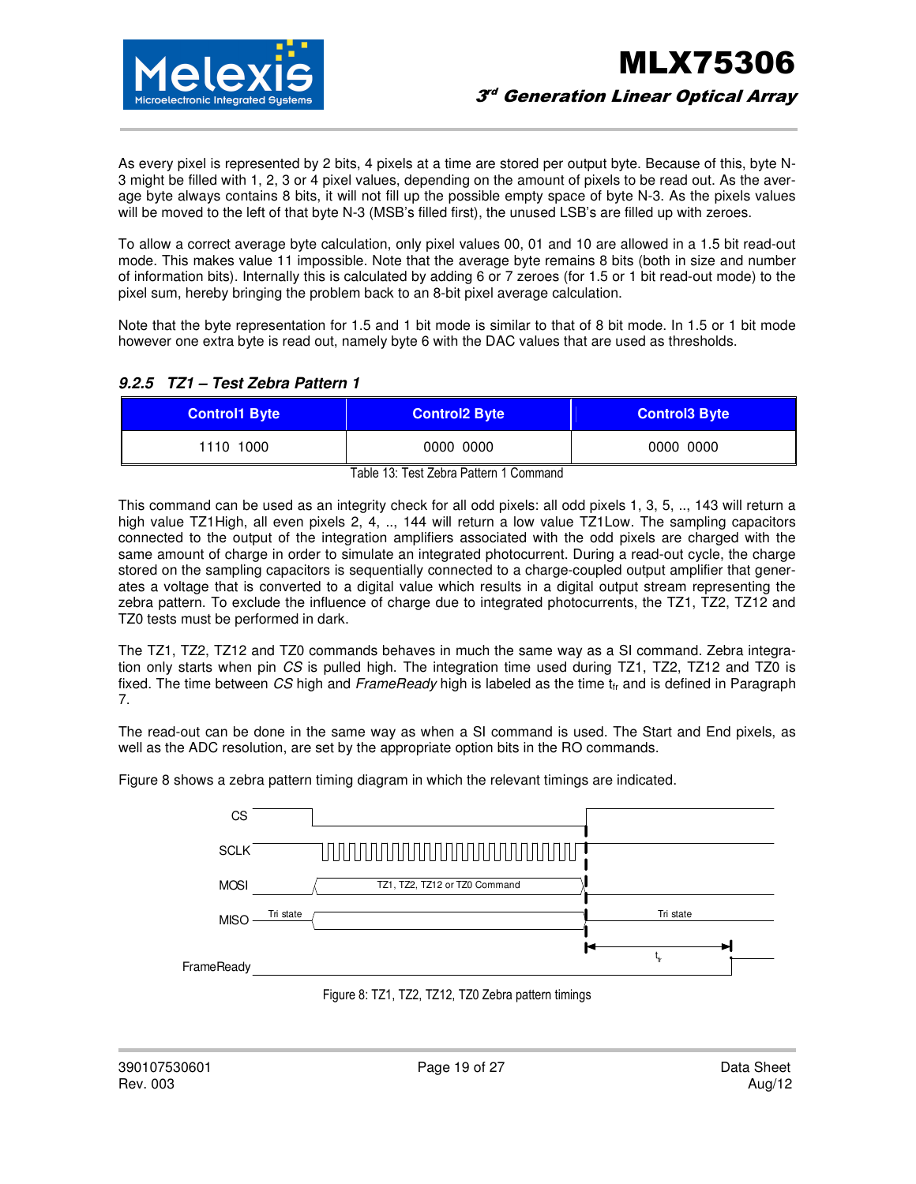As every pixel is represented by 2 bits, 4 pixels at a time are stored per output byte. Because of this, byte N-3 might be filled with 1, 2, 3 or 4 pixel values, depending on the amount of pixels to be read out. As the average byte always contains 8 bits, it will not fill up the possible empty space of byte N-3. As the pixels values will be moved to the left of that byte N-3 (MSB's filled first), the unused LSB's are filled up with zeroes.

To allow a correct average byte calculation, only pixel values 00, 01 and 10 are allowed in a 1.5 bit read-out mode. This makes value 11 impossible. Note that the average byte remains 8 bits (both in size and number of information bits). Internally this is calculated by adding 6 or 7 zeroes (for 1.5 or 1 bit read-out mode) to the pixel sum, hereby bringing the problem back to an 8-bit pixel average calculation.

Note that the byte representation for 1.5 and 1 bit mode is similar to that of 8 bit mode. In 1.5 or 1 bit mode however one extra byte is read out, namely byte 6 with the DAC values that are used as thresholds.

### *9.2.5 TZ1 – Test Zebra Pattern 1*

| Control1 Byte | Control2 Byte | Control3 Byte |
|---|---|---|
| 1110 1000 | 0000 0000 | 0000 0000 |

Table 13: Test Zebra Pattern 1 Command

This command can be used as an integrity check for all odd pixels: all odd pixels 1, 3, 5, .., 143 will return a high value TZ1High, all even pixels 2, 4, .., 144 will return a low value TZ1Low. The sampling capacitors connected to the output of the integration amplifiers associated with the odd pixels are charged with the same amount of charge in order to simulate an integrated photocurrent. During a read-out cycle, the charge stored on the sampling capacitors is sequentially connected to a charge-coupled output amplifier that generates a voltage that is converted to a digital value which results in a digital output stream representing the zebra pattern. To exclude the influence of charge due to integrated photocurrents, the TZ1, TZ2, TZ12 and TZ0 tests must be performed in dark.

The TZ1, TZ2, TZ12 and TZ0 commands behaves in much the same way as a SI command. Zebra integration only starts when pin *CS* is pulled high. The integration time used during TZ1, TZ2, TZ12 and TZ0 is fixed. The time between *CS* high and *FrameReady* high is labeled as the time $t_{fr}$ and is defined in Paragraph 7.

The read-out can be done in the same way as when a SI command is used. The Start and End pixels, as well as the ADC resolution, are set by the appropriate option bits in the RO commands.

Figure 8 shows a zebra pattern timing diagram in which the relevant timings are indicated.

Figure 8: TZ1, TZ2, TZ12, TZ0 Zebra pattern timings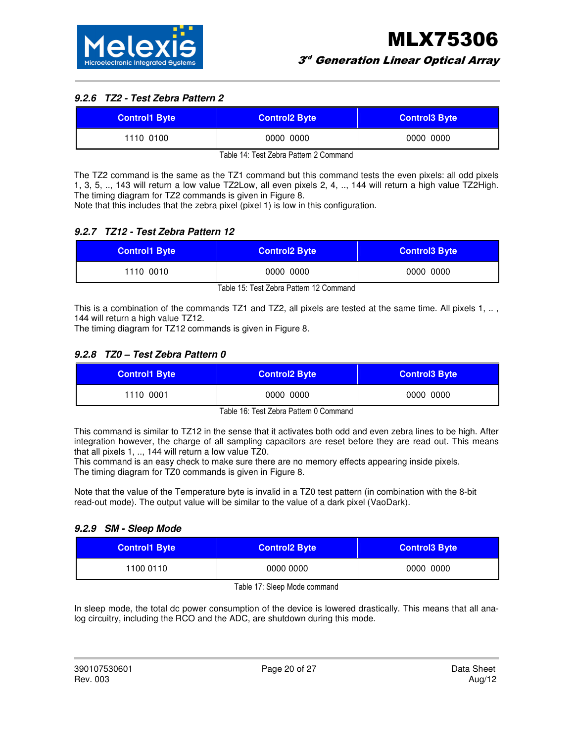### 9.2.6 TZ2 - Test Zebra Pattern 2

| Control1 Byte | Control2 Byte | Control3 Byte |
|---|---|---|
| 1110 0100 | 0000 0000 | 0000 0000 |

Table 14: Test Zebra Pattern 2 Command

The TZ2 command is the same as the TZ1 command but this command tests the even pixels: all odd pixels 1, 3, 5, .., 143 will return a low value TZ2Low, all even pixels 2, 4, .., 144 will return a high value TZ2High. The timing diagram for TZ2 commands is given in Figure 8.
Note that this includes that the zebra pixel (pixel 1) is low in this configuration.

### 9.2.7 TZ12 - Test Zebra Pattern 12

| Control1 Byte | Control2 Byte | Control3 Byte |
|---|---|---|
| 1110 0010 | 0000 0000 | 0000 0000 |

Table 15: Test Zebra Pattern 12 Command

This is a combination of the commands TZ1 and TZ2, all pixels are tested at the same time. All pixels 1, .. , 144 will return a high value TZ12.
The timing diagram for TZ12 commands is given in Figure 8.

### 9.2.8 TZ0 – Test Zebra Pattern 0

| Control1 Byte | Control2 Byte | Control3 Byte |
|---|---|---|
| 1110 0001 | 0000 0000 | 0000 0000 |

Table 16: Test Zebra Pattern 0 Command

This command is similar to TZ12 in the sense that it activates both odd and even zebra lines to be high. After integration however, the charge of all sampling capacitors are reset before they are read out. This means that all pixels 1, .., 144 will return a low value TZ0.
This command is an easy check to make sure there are no memory effects appearing inside pixels.
The timing diagram for TZ0 commands is given in Figure 8.

Note that the value of the Temperature byte is invalid in a TZ0 test pattern (in combination with the 8-bit read-out mode). The output value will be similar to the value of a dark pixel (VaoDark).

### 9.2.9 SM - Sleep Mode

| Control1 Byte | Control2 Byte | Control3 Byte |
|---|---|---|
| 1100 0110 | 0000 0000 | 0000 0000 |

Table 17: Sleep Mode command

In sleep mode, the total dc power consumption of the device is lowered drastically. This means that all analog circuitry, including the RCO and the ADC, are shutdown during this mode.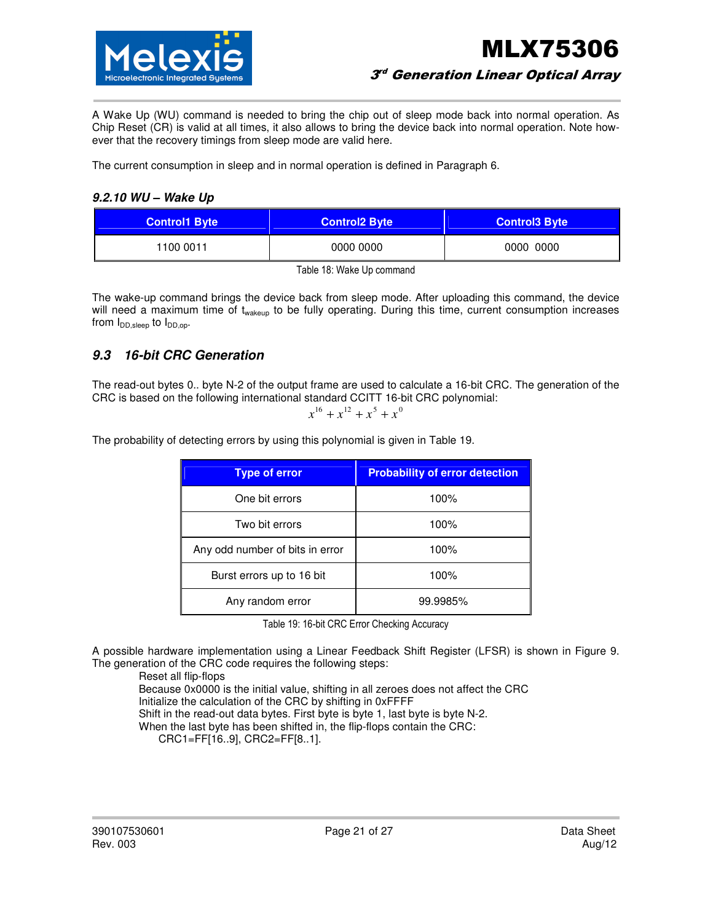A Wake Up (WU) command is needed to bring the chip out of sleep mode back into normal operation. As Chip Reset (CR) is valid at all times, it also allows to bring the device back into normal operation. Note however that the recovery timings from sleep mode are valid here.

The current consumption in sleep and in normal operation is defined in Paragraph 6.

#### 9.2.10 WU – Wake Up

| Control1 Byte | Control2 Byte | Control3 Byte |
|---|---|---|
| 1100 0011 | 0000 0000 | 0000 0000 |

Table 18: Wake Up command

The wake-up command brings the device back from sleep mode. After uploading this command, the device will need a maximum time of $t_{wakeup}$ to be fully operating. During this time, current consumption increases from $I_{DD,sleep}$ to $I_{DD,op}$.

### 9.3 16-bit CRC Generation

The read-out bytes 0.. byte N-2 of the output frame are used to calculate a 16-bit CRC. The generation of the CRC is based on the following international standard CCITT 16-bit CRC polynomial:

$$x^{16} + x^{12} + x^{5} + x^{0}$$

The probability of detecting errors by using this polynomial is given in Table 19.

| Type of error | Probability of error detection |
|---|---|
| One bit errors | 100% |
| Two bit errors | 100% |
| Any odd number of bits in error | 100% |
| Burst errors up to 16 bit | 100% |
| Any random error | 99.9985% |

Table 19: 16-bit CRC Error Checking Accuracy

A possible hardware implementation using a Linear Feedback Shift Register (LFSR) is shown in Figure 9. The generation of the CRC code requires the following steps:

Reset all flip-flops
Because 0x0000 is the initial value, shifting in all zeroes does not affect the CRC
Initialize the calculation of the CRC by shifting in 0xFFFF
Shift in the read-out data bytes. First byte is byte 1, last byte is byte N-2.
When the last byte has been shifted in, the flip-flops contain the CRC:
CRC1=FF[16..9], CRC2=FF[8..1].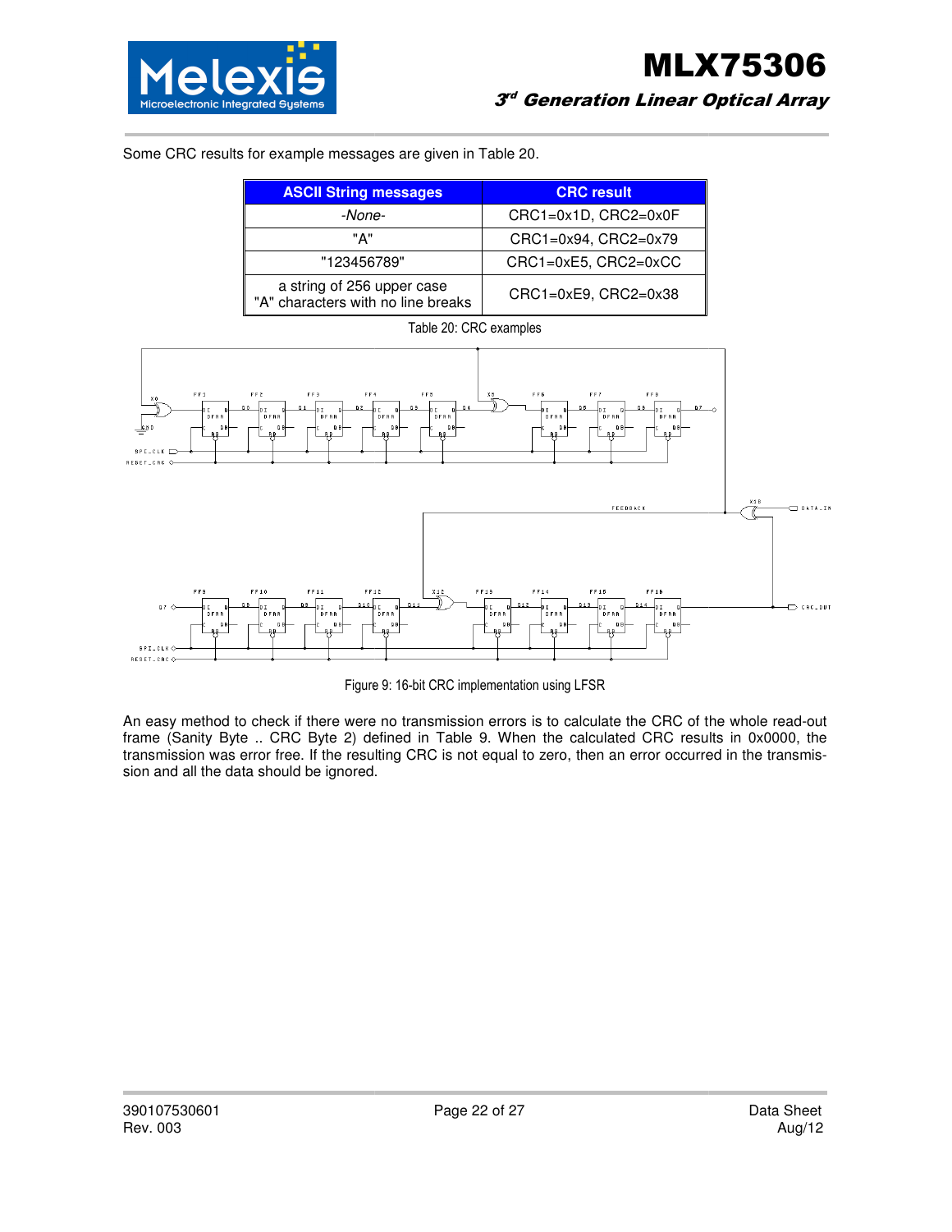Some CRC results for example messages are given in Table 20.

| ASCII String messages | CRC result |
|---|---|
| *-None-* | CRC1=0x1D, CRC2=0x0F |
| "A" | CRC1=0x94, CRC2=0x79 |
| "123456789" | CRC1=0xE5, CRC2=0xCC |
| a string of 256 upper case "A" characters with no line breaks | CRC1=0xE9, CRC2=0x38 |

Table 20: CRC examples

Figure 9: 16-bit CRC implementation using LFSR

An easy method to check if there were no transmission errors is to calculate the CRC of the whole read-out frame (Sanity Byte .. CRC Byte 2) defined in Table 9. When the calculated CRC results in 0x0000, the transmission was error free. If the resulting CRC is not equal to zero, then an error occurred in the transmission and all the data should be ignored.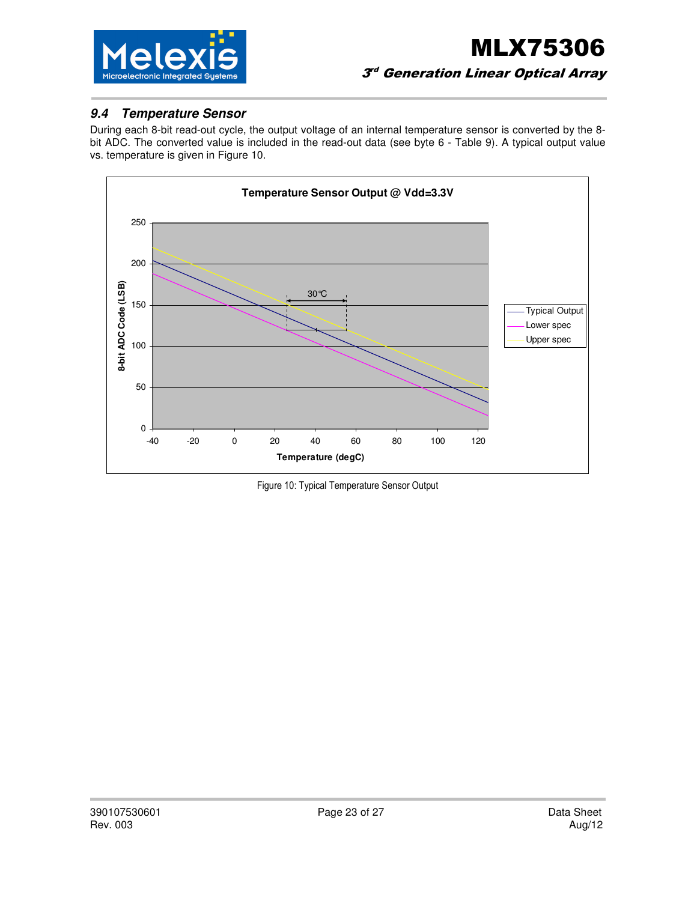## 9.4 Temperature Sensor

During each 8-bit read-out cycle, the output voltage of an internal temperature sensor is converted by the 8-bit ADC. The converted value is included in the read-out data (see byte 6 - Table 9). A typical output value vs. temperature is given in Figure 10.

Figure 10: Typical Temperature Sensor Output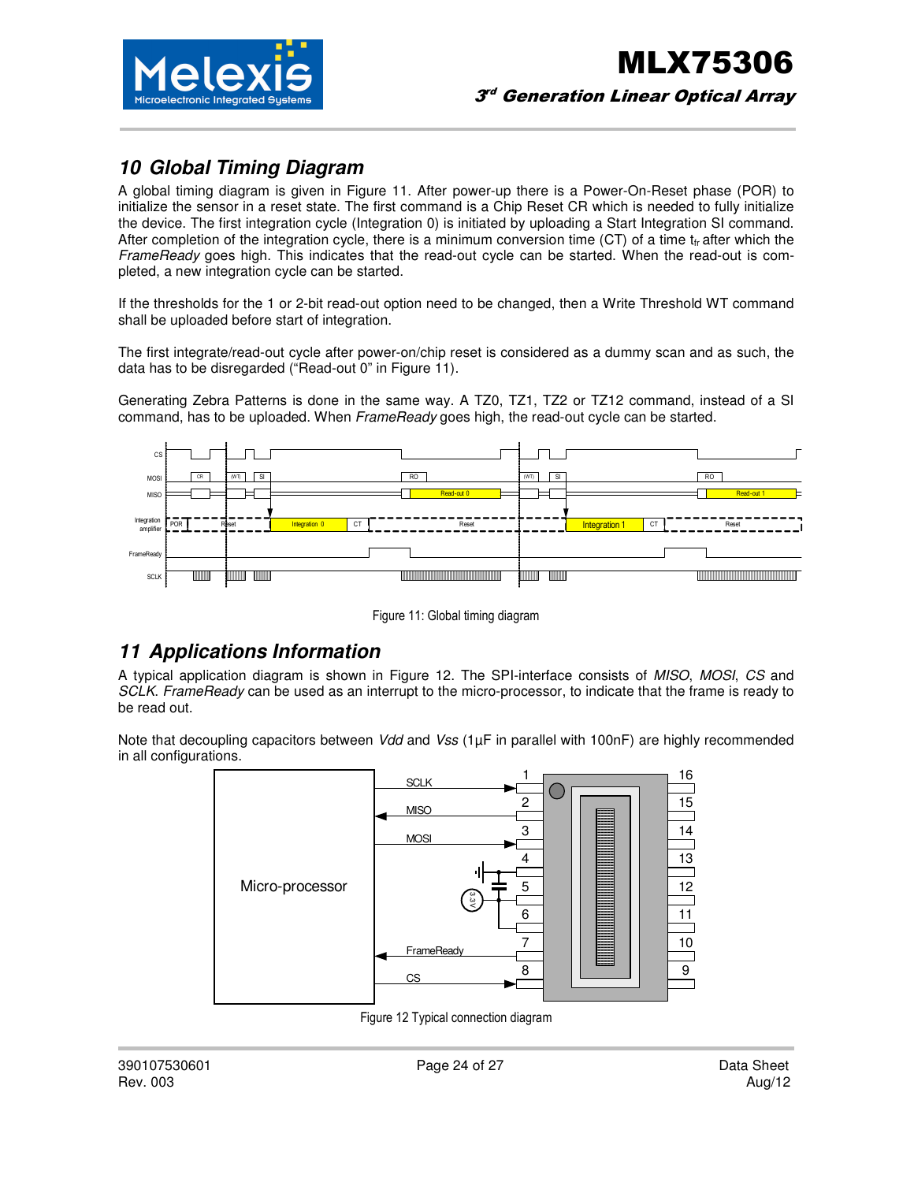## 10 Global Timing Diagram

A global timing diagram is given in Figure 11. After power-up there is a Power-On-Reset phase (POR) to initialize the sensor in a reset state. The first command is a Chip Reset CR which is needed to fully initialize the device. The first integration cycle (Integration 0) is initiated by uploading a Start Integration SI command. After completion of the integration cycle, there is a minimum conversion time (CT) of a time $t_{fr}$ after which the *FrameReady* goes high. This indicates that the read-out cycle can be started. When the read-out is completed, a new integration cycle can be started.

If the thresholds for the 1 or 2-bit read-out option need to be changed, then a Write Threshold WT command shall be uploaded before start of integration.

The first integrate/read-out cycle after power-on/chip reset is considered as a dummy scan and as such, the data has to be disregarded ("Read-out 0" in Figure 11).

Generating Zebra Patterns is done in the same way. A TZ0, TZ1, TZ2 or TZ12 command, instead of a SI command, has to be uploaded. When *FrameReady* goes high, the read-out cycle can be started.

Figure 11: Global timing diagram

## 11 Applications Information

A typical application diagram is shown in Figure 12. The SPI-interface consists of *MISO*, *MOSI*, *CS* and *SCLK*. *FrameReady* can be used as an interrupt to the micro-processor, to indicate that the frame is ready to be read out.

Note that decoupling capacitors between *Vdd* and *Vss* (1µF in parallel with 100nF) are highly recommended in all configurations.

Figure 12 Typical connection diagram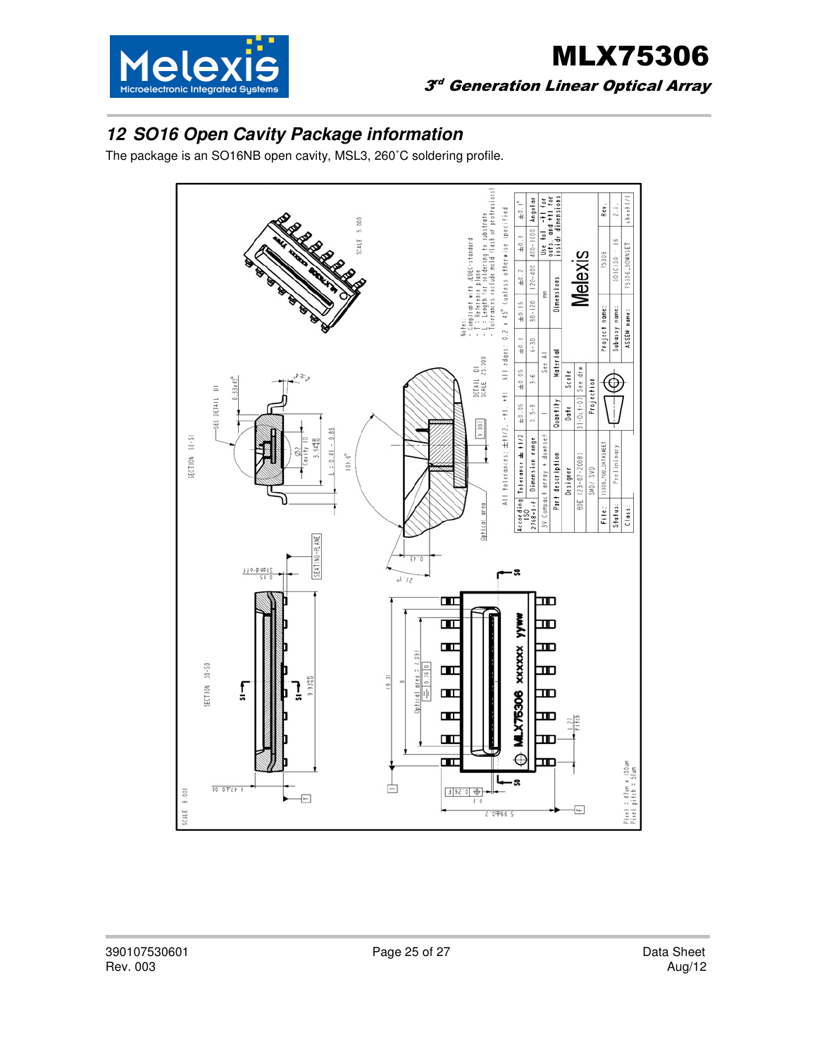## 12 SO16 Open Cavity Package information

The package is an SO16NB open cavity, MSL3, 260˚C soldering profile.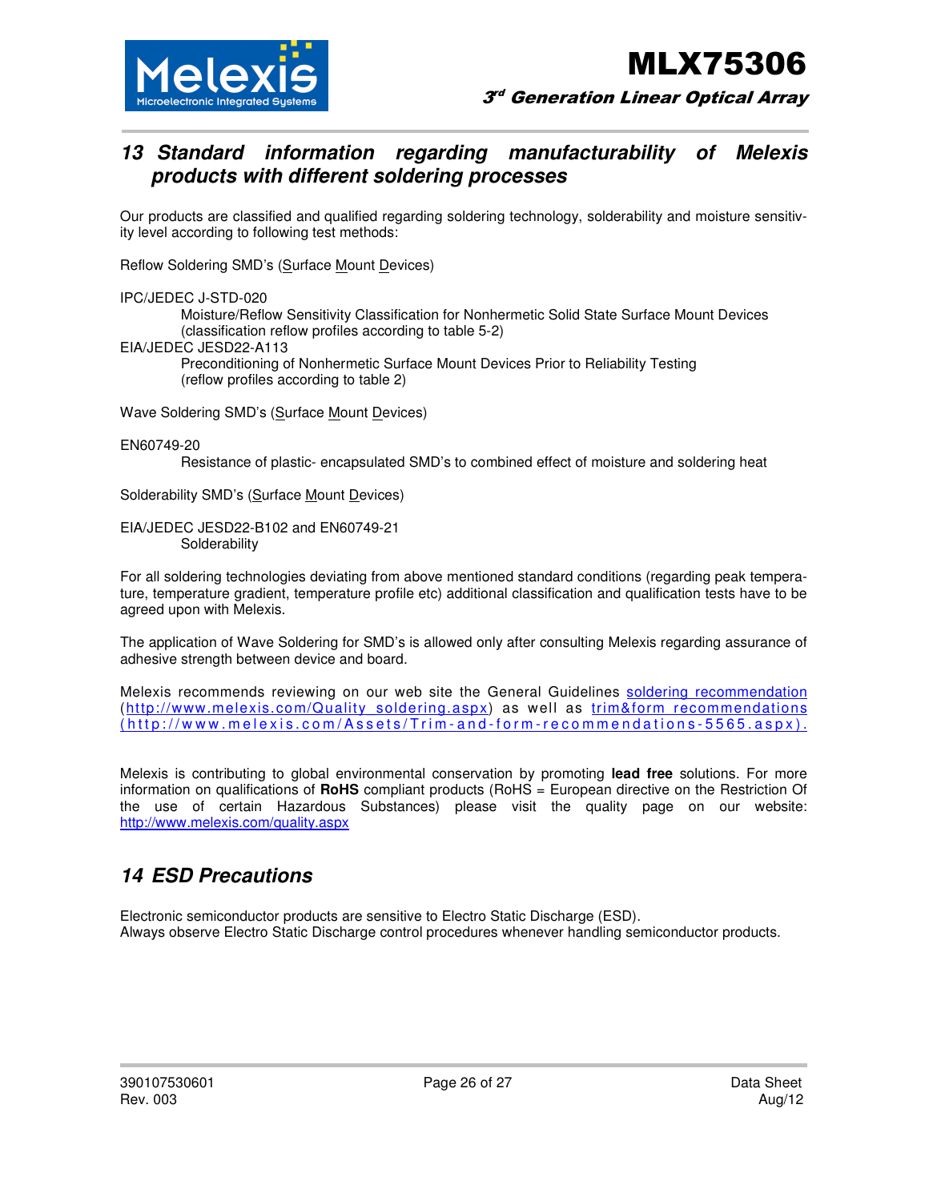## 13 Standard information regarding manufacturability of Melexis products with different soldering processes

Our products are classified and qualified regarding soldering technology, solderability and moisture sensitivity level according to following test methods:

Reflow Soldering SMD's (Surface Mount Devices)

IPC/JEDEC J-STD-020
    Moisture/Reflow Sensitivity Classification for Nonhermetic Solid State Surface Mount Devices (classification reflow profiles according to table 5-2)

EIA/JEDEC JESD22-A113
    Preconditioning of Nonhermetic Surface Mount Devices Prior to Reliability Testing (reflow profiles according to table 2)

Wave Soldering SMD's (Surface Mount Devices)

EN60749-20
    Resistance of plastic- encapsulated SMD's to combined effect of moisture and soldering heat

Solderability SMD's (Surface Mount Devices)

EIA/JEDEC JESD22-B102 and EN60749-21
    Solderability

For all soldering technologies deviating from above mentioned standard conditions (regarding peak temperature, temperature gradient, temperature profile etc) additional classification and qualification tests have to be agreed upon with Melexis.

The application of Wave Soldering for SMD's is allowed only after consulting Melexis regarding assurance of adhesive strength between device and board.

Melexis recommends reviewing on our web site the General Guidelines soldering recommendation (http://www.melexis.com/Quality_soldering.aspx) as well as trim&form recommendations (http://www.melexis.com/Assets/Trim-and-form-recommendations-5565.aspx).

Melexis is contributing to global environmental conservation by promoting **lead free** solutions. For more information on qualifications of **RoHS** compliant products (RoHS = European directive on the Restriction Of the use of certain Hazardous Substances) please visit the quality page on our website: http://www.melexis.com/quality.aspx

## 14 ESD Precautions

Electronic semiconductor products are sensitive to Electro Static Discharge (ESD).
Always observe Electro Static Discharge control procedures whenever handling semiconductor products.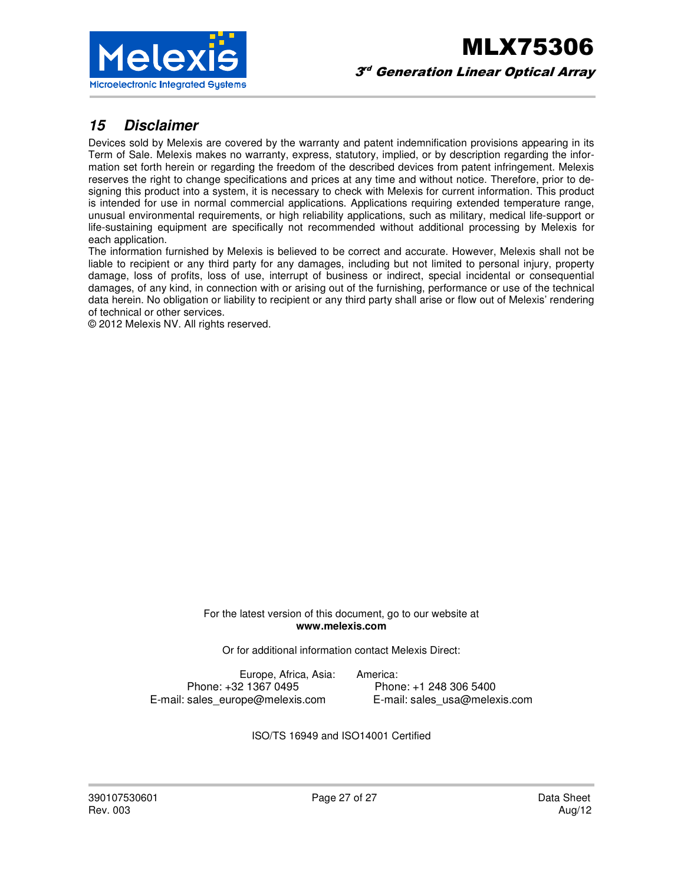## 15 Disclaimer

Devices sold by Melexis are covered by the warranty and patent indemnification provisions appearing in its Term of Sale. Melexis makes no warranty, express, statutory, implied, or by description regarding the information set forth herein or regarding the freedom of the described devices from patent infringement. Melexis reserves the right to change specifications and prices at any time and without notice. Therefore, prior to designing this product into a system, it is necessary to check with Melexis for current information. This product is intended for use in normal commercial applications. Applications requiring extended temperature range, unusual environmental requirements, or high reliability applications, such as military, medical life-support or life-sustaining equipment are specifically not recommended without additional processing by Melexis for each application.

The information furnished by Melexis is believed to be correct and accurate. However, Melexis shall not be liable to recipient or any third party for any damages, including but not limited to personal injury, property damage, loss of profits, loss of use, interrupt of business or indirect, special incidental or consequential damages, of any kind, in connection with or arising out of the furnishing, performance or use of the technical data herein. No obligation or liability to recipient or any third party shall arise or flow out of Melexis' rendering of technical or other services.

© 2012 Melexis NV. All rights reserved.

For the latest version of this document, go to our website at
**www.melexis.com**

Or for additional information contact Melexis Direct:

Europe, Africa, Asia:
Phone: +32 1367 0495
E-mail: sales_europe@melexis.com

America:
Phone: +1 248 306 5400
E-mail: sales_usa@melexis.com

ISO/TS 16949 and ISO14001 Certified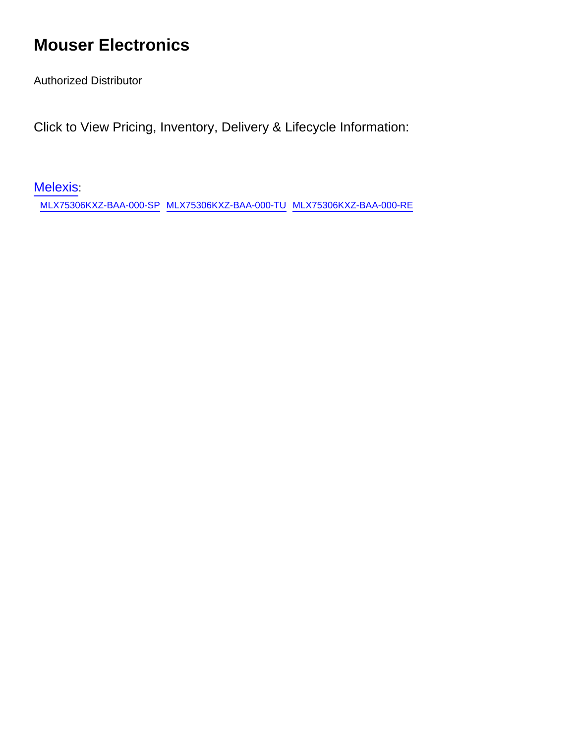# Mouser Electronics

Authorized Distributor

Click to View Pricing, Inventory, Delivery & Lifecycle Information:

Melexis:

MLX75306KXZ-BAA-000-SP MLX75306KXZ-BAA-000-TU MLX75306KXZ-BAA-000-RE